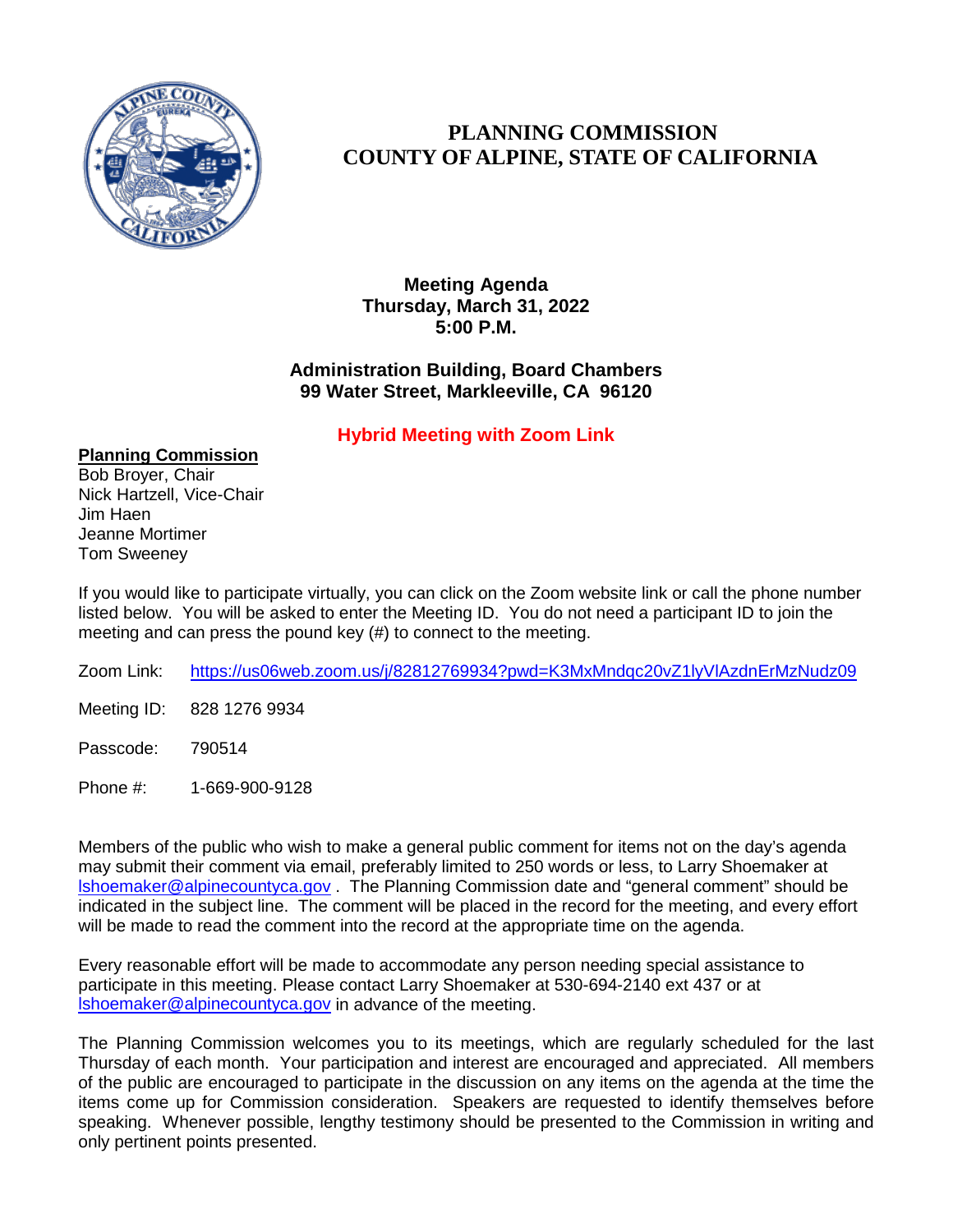# PLANNING COMMISSION
# COUNTY OF ALPINE, STATE OF CALIFORNIA

**Meeting Agenda**
**Thursday, March 31, 2022**
**5:00 P.M.**

**Administration Building, Board Chambers**
**99 Water Street, Markleeville, CA 96120**

**Hybrid Meeting with Zoom Link**

**Planning Commission**
Bob Broyer, Chair
Nick Hartzell, Vice-Chair
Jim Haen
Jeanne Mortimer
Tom Sweeney

If you would like to participate virtually, you can click on the Zoom website link or call the phone number listed below. You will be asked to enter the Meeting ID. You do not need a participant ID to join the meeting and can press the pound key (#) to connect to the meeting.

Zoom Link: https://us06web.zoom.us/j/82812769934?pwd=K3MxMndqc20vZ1lyVlAzdnErMzNudz09

Meeting ID: 828 1276 9934

Passcode: 790514

Phone #: 1-669-900-9128

Members of the public who wish to make a general public comment for items not on the day's agenda may submit their comment via email, preferably limited to 250 words or less, to Larry Shoemaker at lshoemaker@alpinecountyca.gov . The Planning Commission date and "general comment" should be indicated in the subject line. The comment will be placed in the record for the meeting, and every effort will be made to read the comment into the record at the appropriate time on the agenda.

Every reasonable effort will be made to accommodate any person needing special assistance to participate in this meeting. Please contact Larry Shoemaker at 530-694-2140 ext 437 or at lshoemaker@alpinecountyca.gov in advance of the meeting.

The Planning Commission welcomes you to its meetings, which are regularly scheduled for the last Thursday of each month. Your participation and interest are encouraged and appreciated. All members of the public are encouraged to participate in the discussion on any items on the agenda at the time the items come up for Commission consideration. Speakers are requested to identify themselves before speaking. Whenever possible, lengthy testimony should be presented to the Commission in writing and only pertinent points presented.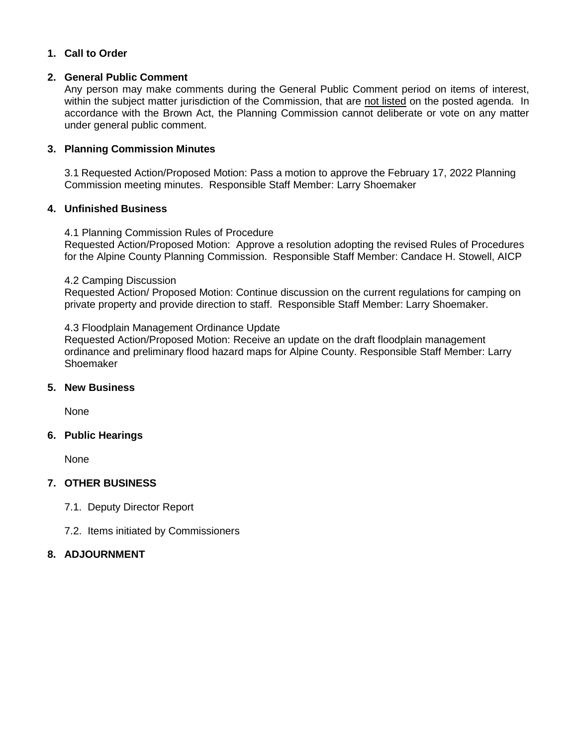1. **Call to Order**

2. **General Public Comment**
   Any person may make comments during the General Public Comment period on items of interest, within the subject matter jurisdiction of the Commission, that are not listed on the posted agenda. In accordance with the Brown Act, the Planning Commission cannot deliberate or vote on any matter under general public comment.

3. **Planning Commission Minutes**

   3.1 Requested Action/Proposed Motion: Pass a motion to approve the February 17, 2022 Planning Commission meeting minutes. Responsible Staff Member: Larry Shoemaker

4. **Unfinished Business**

   4.1 Planning Commission Rules of Procedure
   Requested Action/Proposed Motion: Approve a resolution adopting the revised Rules of Procedures for the Alpine County Planning Commission. Responsible Staff Member: Candace H. Stowell, AICP

   4.2 Camping Discussion
   Requested Action/ Proposed Motion: Continue discussion on the current regulations for camping on private property and provide direction to staff. Responsible Staff Member: Larry Shoemaker.

   4.3 Floodplain Management Ordinance Update
   Requested Action/Proposed Motion: Receive an update on the draft floodplain management ordinance and preliminary flood hazard maps for Alpine County. Responsible Staff Member: Larry Shoemaker

5. **New Business**

   None

6. **Public Hearings**

   None

7. **OTHER BUSINESS**

   7.1. Deputy Director Report

   7.2. Items initiated by Commissioners

8. **ADJOURNMENT**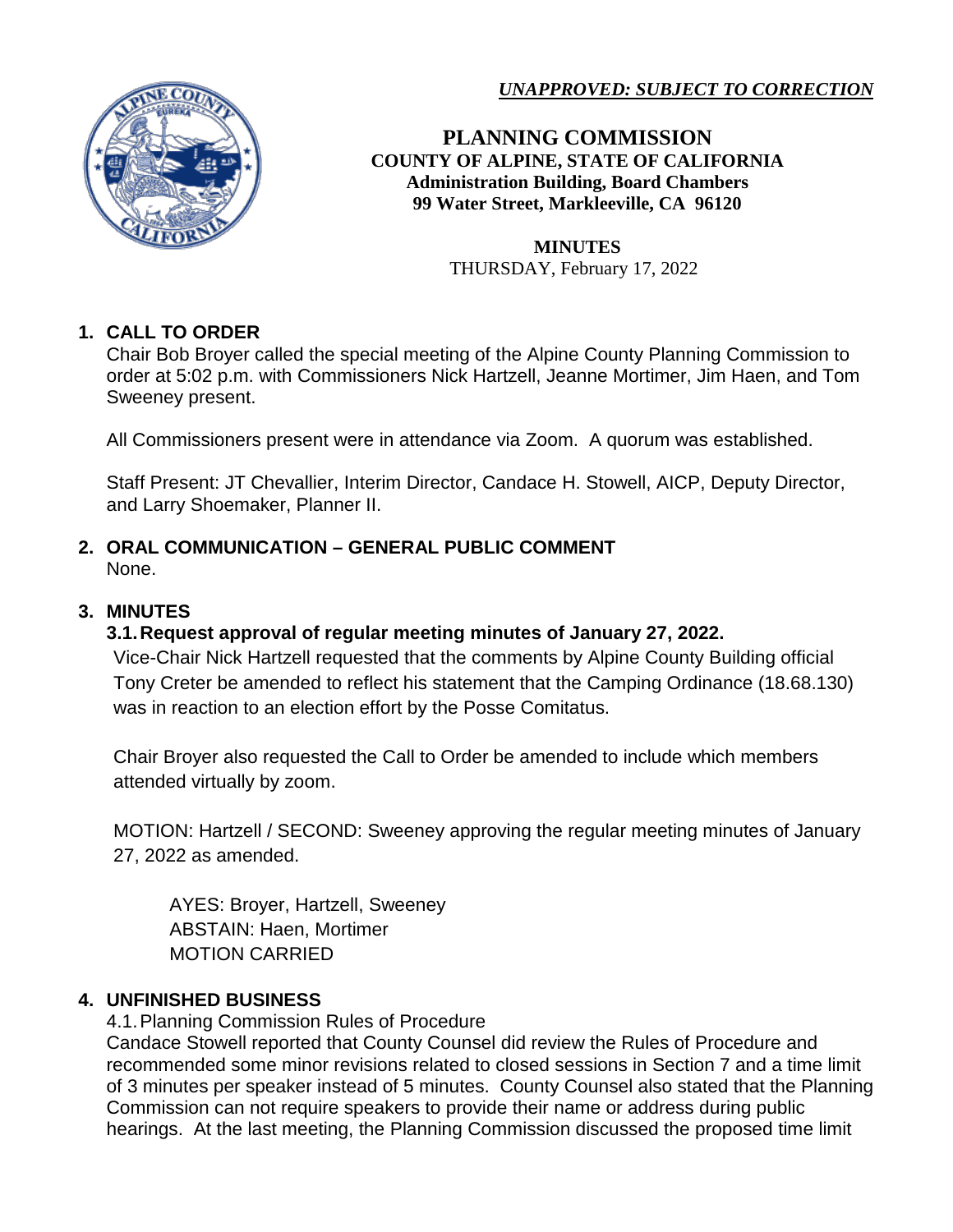*UNAPPROVED: SUBJECT TO CORRECTION*

# PLANNING COMMISSION
**COUNTY OF ALPINE, STATE OF CALIFORNIA**
**Administration Building, Board Chambers**
**99 Water Street, Markleeville, CA 96120**

**MINUTES**
THURSDAY, February 17, 2022

## 1. CALL TO ORDER

Chair Bob Broyer called the special meeting of the Alpine County Planning Commission to order at 5:02 p.m. with Commissioners Nick Hartzell, Jeanne Mortimer, Jim Haen, and Tom Sweeney present.

All Commissioners present were in attendance via Zoom. A quorum was established.

Staff Present: JT Chevallier, Interim Director, Candace H. Stowell, AICP, Deputy Director, and Larry Shoemaker, Planner II.

## 2. ORAL COMMUNICATION – GENERAL PUBLIC COMMENT

None.

## 3. MINUTES

### 3.1. Request approval of regular meeting minutes of January 27, 2022.

Vice-Chair Nick Hartzell requested that the comments by Alpine County Building official Tony Creter be amended to reflect his statement that the Camping Ordinance (18.68.130) was in reaction to an election effort by the Posse Comitatus.

Chair Broyer also requested the Call to Order be amended to include which members attended virtually by zoom.

MOTION: Hartzell / SECOND: Sweeney approving the regular meeting minutes of January 27, 2022 as amended.

AYES: Broyer, Hartzell, Sweeney
ABSTAIN: Haen, Mortimer
MOTION CARRIED

## 4. UNFINISHED BUSINESS

4.1. Planning Commission Rules of Procedure

Candace Stowell reported that County Counsel did review the Rules of Procedure and recommended some minor revisions related to closed sessions in Section 7 and a time limit of 3 minutes per speaker instead of 5 minutes. County Counsel also stated that the Planning Commission can not require speakers to provide their name or address during public hearings. At the last meeting, the Planning Commission discussed the proposed time limit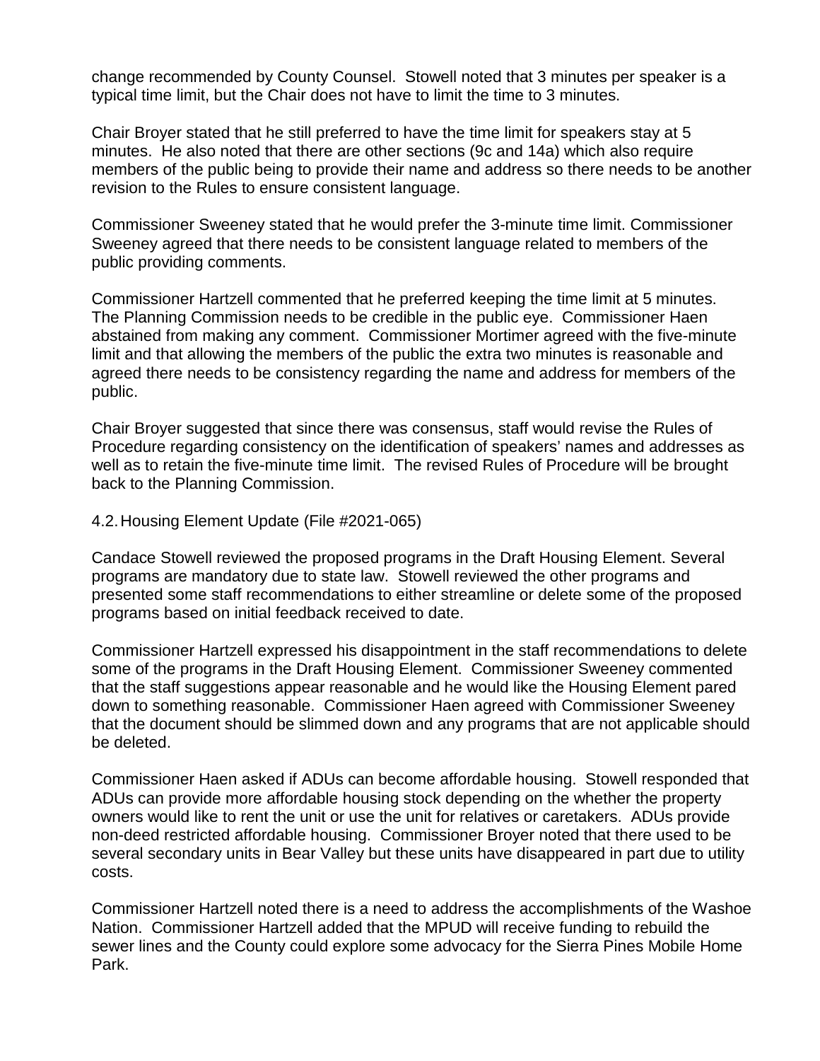change recommended by County Counsel. Stowell noted that 3 minutes per speaker is a typical time limit, but the Chair does not have to limit the time to 3 minutes.

Chair Broyer stated that he still preferred to have the time limit for speakers stay at 5 minutes. He also noted that there are other sections (9c and 14a) which also require members of the public being to provide their name and address so there needs to be another revision to the Rules to ensure consistent language.

Commissioner Sweeney stated that he would prefer the 3-minute time limit. Commissioner Sweeney agreed that there needs to be consistent language related to members of the public providing comments.

Commissioner Hartzell commented that he preferred keeping the time limit at 5 minutes. The Planning Commission needs to be credible in the public eye. Commissioner Haen abstained from making any comment. Commissioner Mortimer agreed with the five-minute limit and that allowing the members of the public the extra two minutes is reasonable and agreed there needs to be consistency regarding the name and address for members of the public.

Chair Broyer suggested that since there was consensus, staff would revise the Rules of Procedure regarding consistency on the identification of speakers' names and addresses as well as to retain the five-minute time limit. The revised Rules of Procedure will be brought back to the Planning Commission.

4.2. Housing Element Update (File #2021-065)

Candace Stowell reviewed the proposed programs in the Draft Housing Element. Several programs are mandatory due to state law. Stowell reviewed the other programs and presented some staff recommendations to either streamline or delete some of the proposed programs based on initial feedback received to date.

Commissioner Hartzell expressed his disappointment in the staff recommendations to delete some of the programs in the Draft Housing Element. Commissioner Sweeney commented that the staff suggestions appear reasonable and he would like the Housing Element pared down to something reasonable. Commissioner Haen agreed with Commissioner Sweeney that the document should be slimmed down and any programs that are not applicable should be deleted.

Commissioner Haen asked if ADUs can become affordable housing. Stowell responded that ADUs can provide more affordable housing stock depending on the whether the property owners would like to rent the unit or use the unit for relatives or caretakers. ADUs provide non-deed restricted affordable housing. Commissioner Broyer noted that there used to be several secondary units in Bear Valley but these units have disappeared in part due to utility costs.

Commissioner Hartzell noted there is a need to address the accomplishments of the Washoe Nation. Commissioner Hartzell added that the MPUD will receive funding to rebuild the sewer lines and the County could explore some advocacy for the Sierra Pines Mobile Home Park.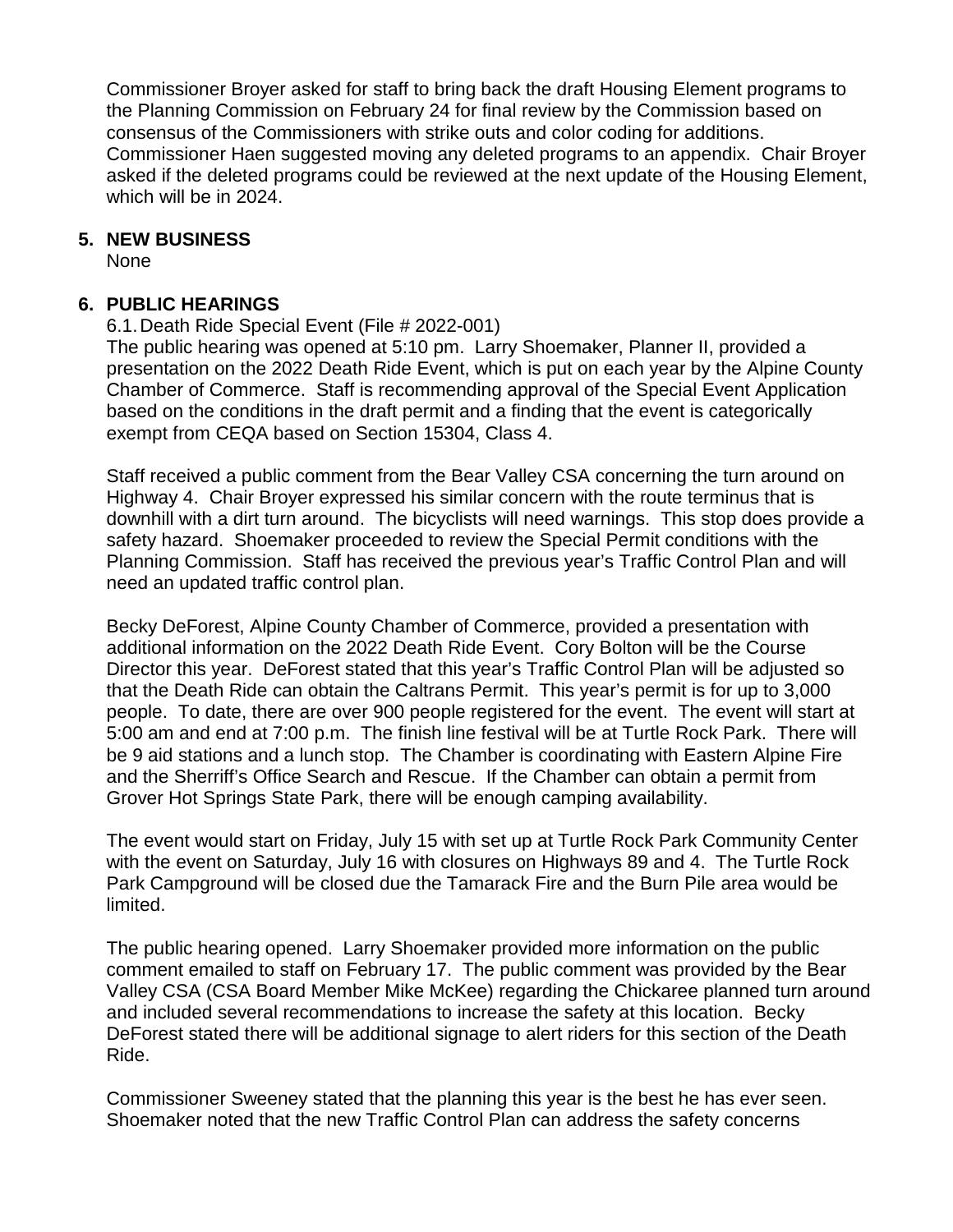Commissioner Broyer asked for staff to bring back the draft Housing Element programs to the Planning Commission on February 24 for final review by the Commission based on consensus of the Commissioners with strike outs and color coding for additions. Commissioner Haen suggested moving any deleted programs to an appendix. Chair Broyer asked if the deleted programs could be reviewed at the next update of the Housing Element, which will be in 2024.

## 5. NEW BUSINESS

None

## 6. PUBLIC HEARINGS

6.1. Death Ride Special Event (File # 2022-001)

The public hearing was opened at 5:10 pm. Larry Shoemaker, Planner II, provided a presentation on the 2022 Death Ride Event, which is put on each year by the Alpine County Chamber of Commerce. Staff is recommending approval of the Special Event Application based on the conditions in the draft permit and a finding that the event is categorically exempt from CEQA based on Section 15304, Class 4.

Staff received a public comment from the Bear Valley CSA concerning the turn around on Highway 4. Chair Broyer expressed his similar concern with the route terminus that is downhill with a dirt turn around. The bicyclists will need warnings. This stop does provide a safety hazard. Shoemaker proceeded to review the Special Permit conditions with the Planning Commission. Staff has received the previous year's Traffic Control Plan and will need an updated traffic control plan.

Becky DeForest, Alpine County Chamber of Commerce, provided a presentation with additional information on the 2022 Death Ride Event. Cory Bolton will be the Course Director this year. DeForest stated that this year's Traffic Control Plan will be adjusted so that the Death Ride can obtain the Caltrans Permit. This year's permit is for up to 3,000 people. To date, there are over 900 people registered for the event. The event will start at 5:00 am and end at 7:00 p.m. The finish line festival will be at Turtle Rock Park. There will be 9 aid stations and a lunch stop. The Chamber is coordinating with Eastern Alpine Fire and the Sherriff's Office Search and Rescue. If the Chamber can obtain a permit from Grover Hot Springs State Park, there will be enough camping availability.

The event would start on Friday, July 15 with set up at Turtle Rock Park Community Center with the event on Saturday, July 16 with closures on Highways 89 and 4. The Turtle Rock Park Campground will be closed due the Tamarack Fire and the Burn Pile area would be limited.

The public hearing opened. Larry Shoemaker provided more information on the public comment emailed to staff on February 17. The public comment was provided by the Bear Valley CSA (CSA Board Member Mike McKee) regarding the Chickaree planned turn around and included several recommendations to increase the safety at this location. Becky DeForest stated there will be additional signage to alert riders for this section of the Death Ride.

Commissioner Sweeney stated that the planning this year is the best he has ever seen. Shoemaker noted that the new Traffic Control Plan can address the safety concerns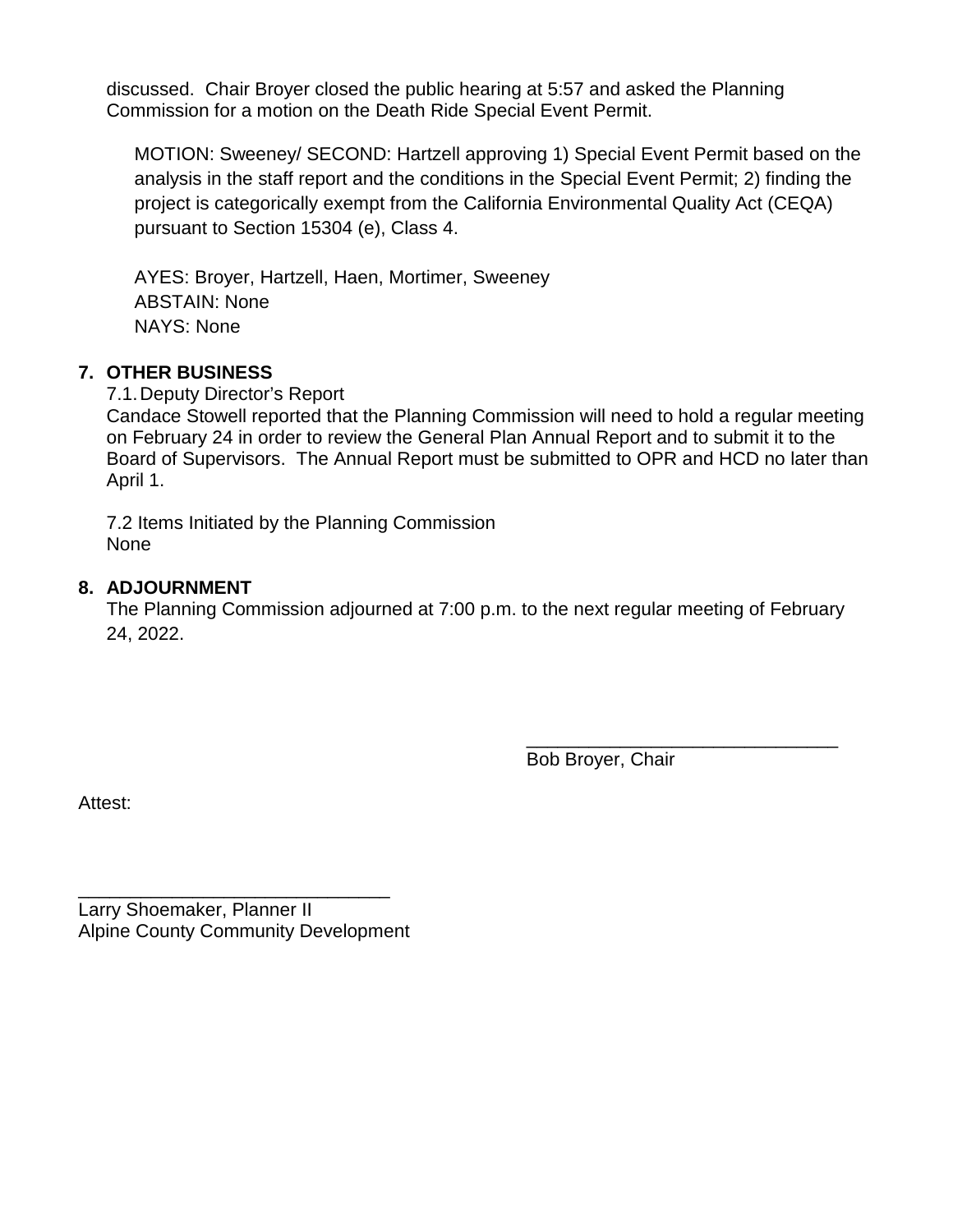discussed. Chair Broyer closed the public hearing at 5:57 and asked the Planning Commission for a motion on the Death Ride Special Event Permit.

MOTION: Sweeney/ SECOND: Hartzell approving 1) Special Event Permit based on the analysis in the staff report and the conditions in the Special Event Permit; 2) finding the project is categorically exempt from the California Environmental Quality Act (CEQA) pursuant to Section 15304 (e), Class 4.

AYES: Broyer, Hartzell, Haen, Mortimer, Sweeney
ABSTAIN: None
NAYS: None

**7. OTHER BUSINESS**

7.1. Deputy Director's Report

Candace Stowell reported that the Planning Commission will need to hold a regular meeting on February 24 in order to review the General Plan Annual Report and to submit it to the Board of Supervisors. The Annual Report must be submitted to OPR and HCD no later than April 1.

7.2 Items Initiated by the Planning Commission

None

**8. ADJOURNMENT**

The Planning Commission adjourned at 7:00 p.m. to the next regular meeting of February 24, 2022.

______________________________
Bob Broyer, Chair

Attest:

______________________________
Larry Shoemaker, Planner II
Alpine County Community Development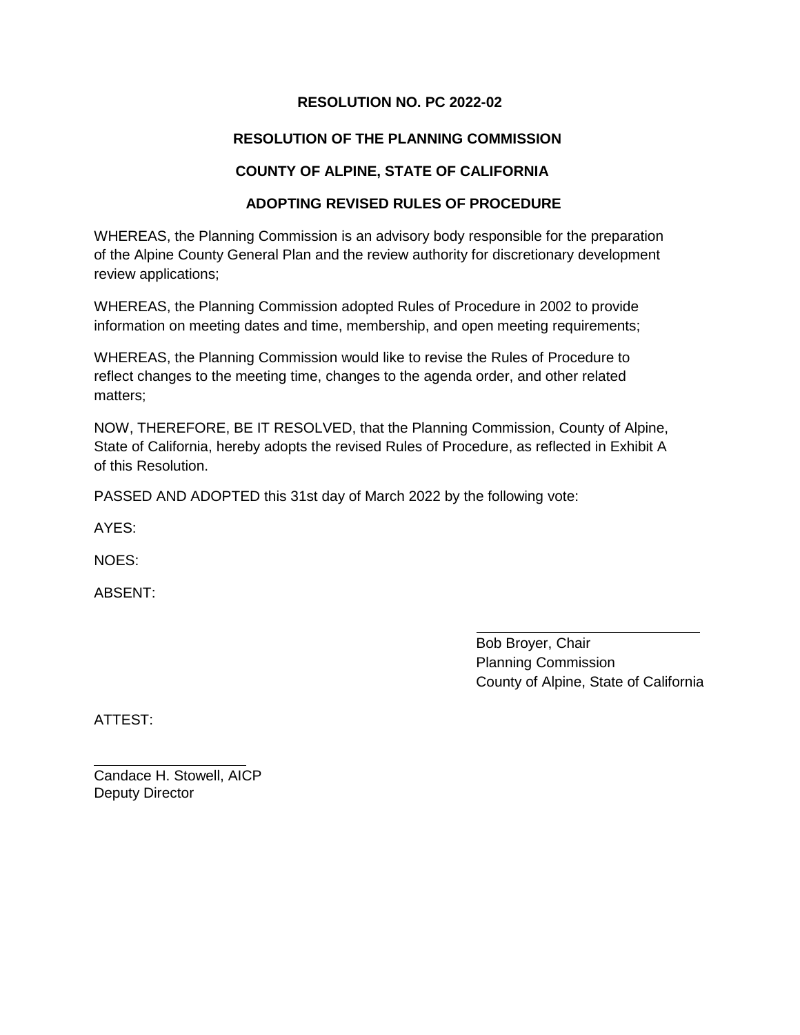**RESOLUTION NO. PC 2022-02**

**RESOLUTION OF THE PLANNING COMMISSION**

**COUNTY OF ALPINE, STATE OF CALIFORNIA**

**ADOPTING REVISED RULES OF PROCEDURE**

WHEREAS, the Planning Commission is an advisory body responsible for the preparation of the Alpine County General Plan and the review authority for discretionary development review applications;

WHEREAS, the Planning Commission adopted Rules of Procedure in 2002 to provide information on meeting dates and time, membership, and open meeting requirements;

WHEREAS, the Planning Commission would like to revise the Rules of Procedure to reflect changes to the meeting time, changes to the agenda order, and other related matters;

NOW, THEREFORE, BE IT RESOLVED, that the Planning Commission, County of Alpine, State of California, hereby adopts the revised Rules of Procedure, as reflected in Exhibit A of this Resolution.

PASSED AND ADOPTED this 31st day of March 2022 by the following vote:

AYES:

NOES:

ABSENT:

Bob Broyer, Chair
Planning Commission
County of Alpine, State of California

ATTEST:

Candace H. Stowell, AICP
Deputy Director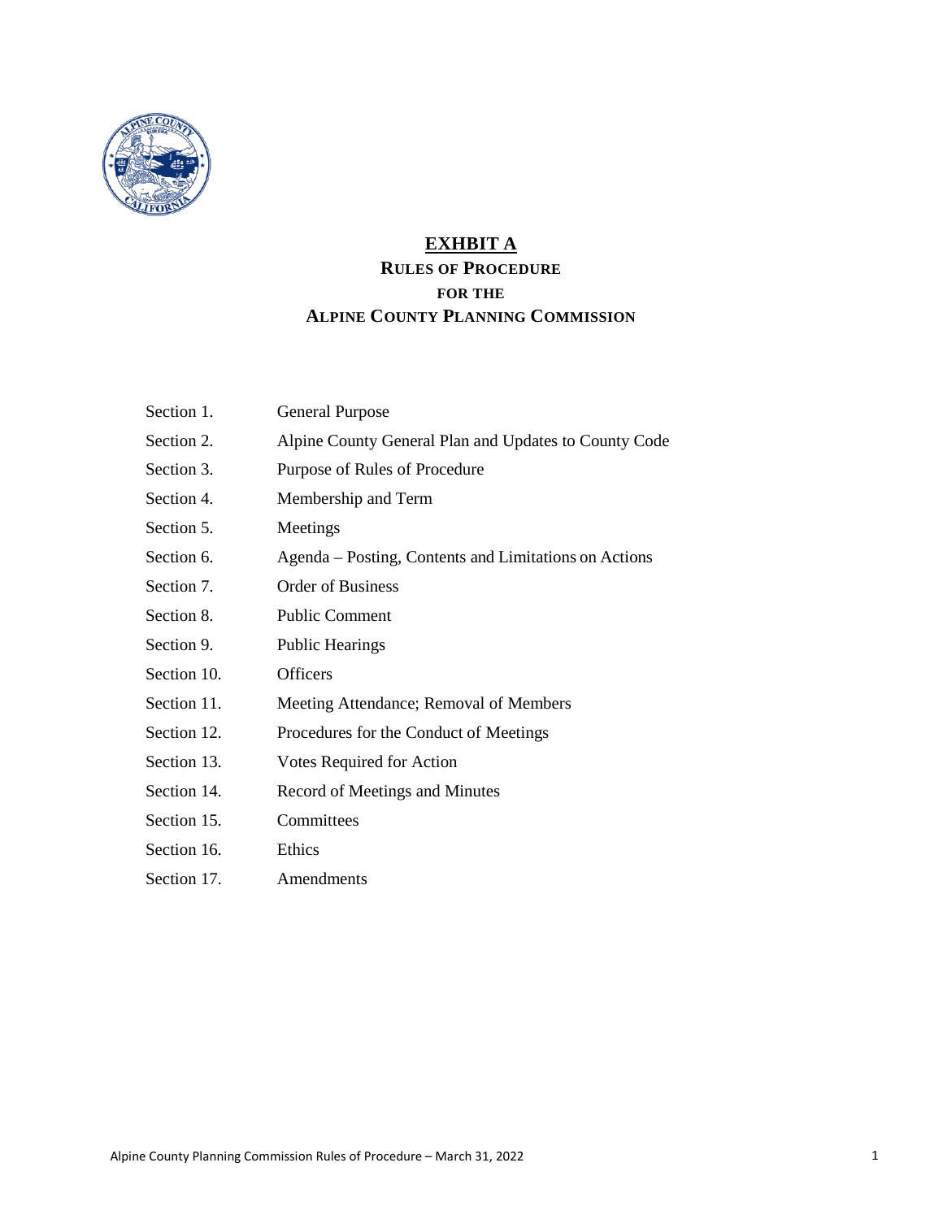# EXHIBIT A

## RULES OF PROCEDURE FOR THE ALPINE COUNTY PLANNING COMMISSION

| | |
|---|---|
| Section 1. | General Purpose |
| Section 2. | Alpine County General Plan and Updates to County Code |
| Section 3. | Purpose of Rules of Procedure |
| Section 4. | Membership and Term |
| Section 5. | Meetings |
| Section 6. | Agenda – Posting, Contents and Limitations on Actions |
| Section 7. | Order of Business |
| Section 8. | Public Comment |
| Section 9. | Public Hearings |
| Section 10. | Officers |
| Section 11. | Meeting Attendance; Removal of Members |
| Section 12. | Procedures for the Conduct of Meetings |
| Section 13. | Votes Required for Action |
| Section 14. | Record of Meetings and Minutes |
| Section 15. | Committees |
| Section 16. | Ethics |
| Section 17. | Amendments |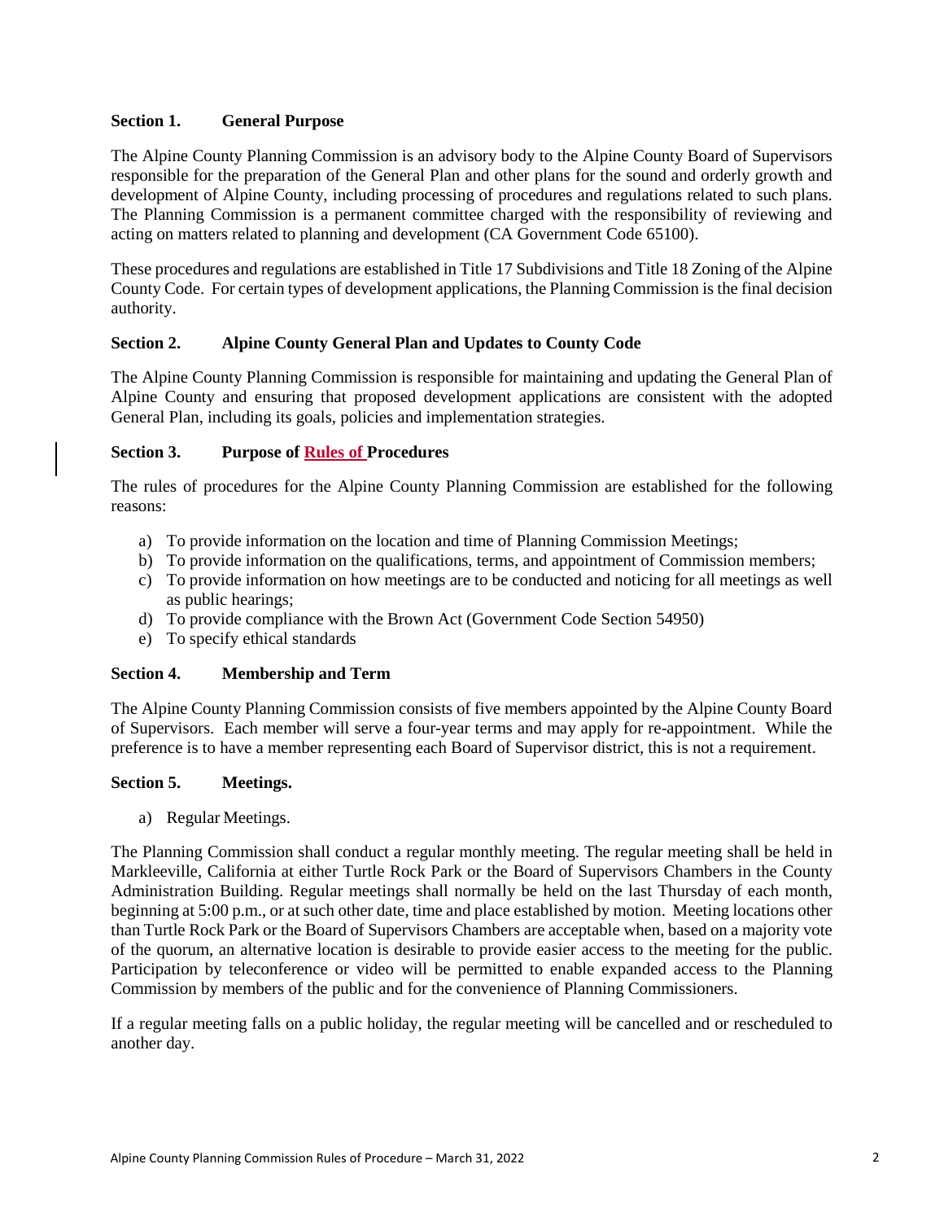### Section 1. General Purpose

The Alpine County Planning Commission is an advisory body to the Alpine County Board of Supervisors responsible for the preparation of the General Plan and other plans for the sound and orderly growth and development of Alpine County, including processing of procedures and regulations related to such plans. The Planning Commission is a permanent committee charged with the responsibility of reviewing and acting on matters related to planning and development (CA Government Code 65100).

These procedures and regulations are established in Title 17 Subdivisions and Title 18 Zoning of the Alpine County Code. For certain types of development applications, the Planning Commission is the final decision authority.

### Section 2. Alpine County General Plan and Updates to County Code

The Alpine County Planning Commission is responsible for maintaining and updating the General Plan of Alpine County and ensuring that proposed development applications are consistent with the adopted General Plan, including its goals, policies and implementation strategies.

### Section 3. Purpose of Rules of Procedures

The rules of procedures for the Alpine County Planning Commission are established for the following reasons:

a) To provide information on the location and time of Planning Commission Meetings;
b) To provide information on the qualifications, terms, and appointment of Commission members;
c) To provide information on how meetings are to be conducted and noticing for all meetings as well as public hearings;
d) To provide compliance with the Brown Act (Government Code Section 54950)
e) To specify ethical standards

### Section 4. Membership and Term

The Alpine County Planning Commission consists of five members appointed by the Alpine County Board of Supervisors. Each member will serve a four-year terms and may apply for re-appointment. While the preference is to have a member representing each Board of Supervisor district, this is not a requirement.

### Section 5. Meetings.

a) Regular Meetings.

The Planning Commission shall conduct a regular monthly meeting. The regular meeting shall be held in Markleeville, California at either Turtle Rock Park or the Board of Supervisors Chambers in the County Administration Building. Regular meetings shall normally be held on the last Thursday of each month, beginning at 5:00 p.m., or at such other date, time and place established by motion. Meeting locations other than Turtle Rock Park or the Board of Supervisors Chambers are acceptable when, based on a majority vote of the quorum, an alternative location is desirable to provide easier access to the meeting for the public. Participation by teleconference or video will be permitted to enable expanded access to the Planning Commission by members of the public and for the convenience of Planning Commissioners.

If a regular meeting falls on a public holiday, the regular meeting will be cancelled and or rescheduled to another day.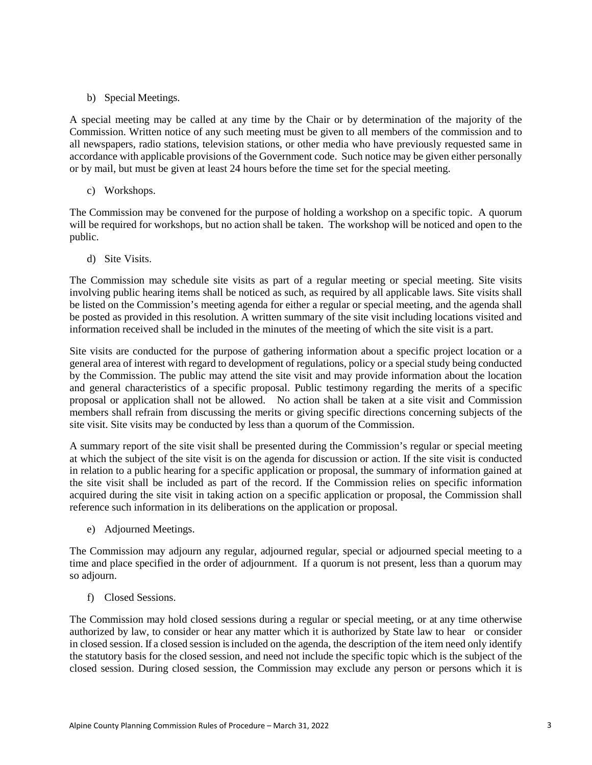b) Special Meetings.

A special meeting may be called at any time by the Chair or by determination of the majority of the Commission. Written notice of any such meeting must be given to all members of the commission and to all newspapers, radio stations, television stations, or other media who have previously requested same in accordance with applicable provisions of the Government code. Such notice may be given either personally or by mail, but must be given at least 24 hours before the time set for the special meeting.

c) Workshops.

The Commission may be convened for the purpose of holding a workshop on a specific topic. A quorum will be required for workshops, but no action shall be taken. The workshop will be noticed and open to the public.

d) Site Visits.

The Commission may schedule site visits as part of a regular meeting or special meeting. Site visits involving public hearing items shall be noticed as such, as required by all applicable laws. Site visits shall be listed on the Commission's meeting agenda for either a regular or special meeting, and the agenda shall be posted as provided in this resolution. A written summary of the site visit including locations visited and information received shall be included in the minutes of the meeting of which the site visit is a part.

Site visits are conducted for the purpose of gathering information about a specific project location or a general area of interest with regard to development of regulations, policy or a special study being conducted by the Commission. The public may attend the site visit and may provide information about the location and general characteristics of a specific proposal. Public testimony regarding the merits of a specific proposal or application shall not be allowed. No action shall be taken at a site visit and Commission members shall refrain from discussing the merits or giving specific directions concerning subjects of the site visit. Site visits may be conducted by less than a quorum of the Commission.

A summary report of the site visit shall be presented during the Commission's regular or special meeting at which the subject of the site visit is on the agenda for discussion or action. If the site visit is conducted in relation to a public hearing for a specific application or proposal, the summary of information gained at the site visit shall be included as part of the record. If the Commission relies on specific information acquired during the site visit in taking action on a specific application or proposal, the Commission shall reference such information in its deliberations on the application or proposal.

e) Adjourned Meetings.

The Commission may adjourn any regular, adjourned regular, special or adjourned special meeting to a time and place specified in the order of adjournment. If a quorum is not present, less than a quorum may so adjourn.

f) Closed Sessions.

The Commission may hold closed sessions during a regular or special meeting, or at any time otherwise authorized by law, to consider or hear any matter which it is authorized by State law to hear or consider in closed session. If a closed session is included on the agenda, the description of the item need only identify the statutory basis for the closed session, and need not include the specific topic which is the subject of the closed session. During closed session, the Commission may exclude any person or persons which it is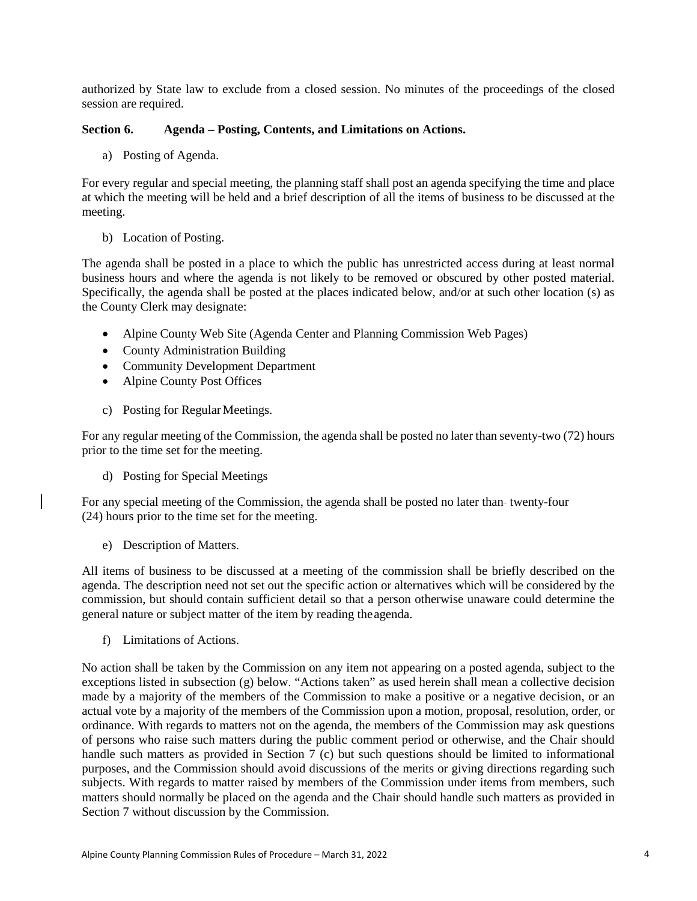authorized by State law to exclude from a closed session. No minutes of the proceedings of the closed session are required.

**Section 6. Agenda – Posting, Contents, and Limitations on Actions.**

a) Posting of Agenda.

For every regular and special meeting, the planning staff shall post an agenda specifying the time and place at which the meeting will be held and a brief description of all the items of business to be discussed at the meeting.

b) Location of Posting.

The agenda shall be posted in a place to which the public has unrestricted access during at least normal business hours and where the agenda is not likely to be removed or obscured by other posted material. Specifically, the agenda shall be posted at the places indicated below, and/or at such other location (s) as the County Clerk may designate:

- Alpine County Web Site (Agenda Center and Planning Commission Web Pages)
- County Administration Building
- Community Development Department
- Alpine County Post Offices

c) Posting for Regular Meetings.

For any regular meeting of the Commission, the agenda shall be posted no later than seventy-two (72) hours prior to the time set for the meeting.

d) Posting for Special Meetings

For any special meeting of the Commission, the agenda shall be posted no later than twenty-four (24) hours prior to the time set for the meeting.

e) Description of Matters.

All items of business to be discussed at a meeting of the commission shall be briefly described on the agenda. The description need not set out the specific action or alternatives which will be considered by the commission, but should contain sufficient detail so that a person otherwise unaware could determine the general nature or subject matter of the item by reading the agenda.

f) Limitations of Actions.

No action shall be taken by the Commission on any item not appearing on a posted agenda, subject to the exceptions listed in subsection (g) below. "Actions taken" as used herein shall mean a collective decision made by a majority of the members of the Commission to make a positive or a negative decision, or an actual vote by a majority of the members of the Commission upon a motion, proposal, resolution, order, or ordinance. With regards to matters not on the agenda, the members of the Commission may ask questions of persons who raise such matters during the public comment period or otherwise, and the Chair should handle such matters as provided in Section 7 (c) but such questions should be limited to informational purposes, and the Commission should avoid discussions of the merits or giving directions regarding such subjects. With regards to matter raised by members of the Commission under items from members, such matters should normally be placed on the agenda and the Chair should handle such matters as provided in Section 7 without discussion by the Commission.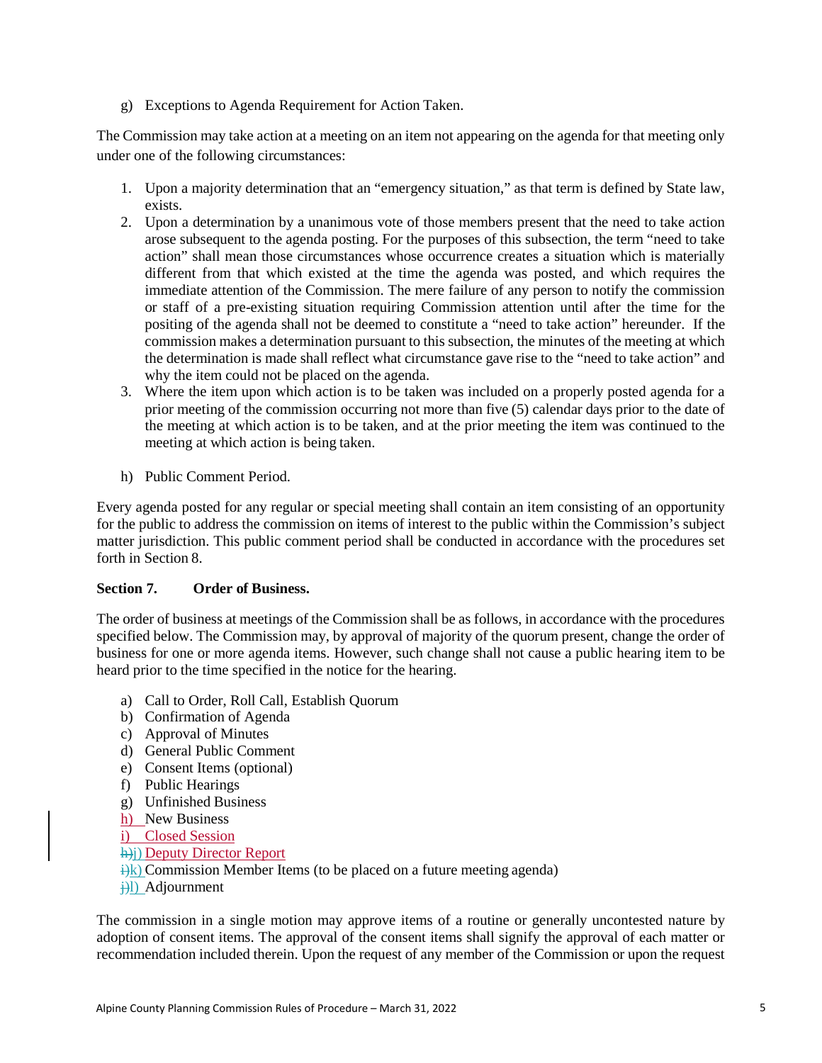g) Exceptions to Agenda Requirement for Action Taken.

The Commission may take action at a meeting on an item not appearing on the agenda for that meeting only under one of the following circumstances:

1. Upon a majority determination that an "emergency situation," as that term is defined by State law, exists.
2. Upon a determination by a unanimous vote of those members present that the need to take action arose subsequent to the agenda posting. For the purposes of this subsection, the term "need to take action" shall mean those circumstances whose occurrence creates a situation which is materially different from that which existed at the time the agenda was posted, and which requires the immediate attention of the Commission. The mere failure of any person to notify the commission or staff of a pre-existing situation requiring Commission attention until after the time for the positing of the agenda shall not be deemed to constitute a "need to take action" hereunder. If the commission makes a determination pursuant to this subsection, the minutes of the meeting at which the determination is made shall reflect what circumstance gave rise to the "need to take action" and why the item could not be placed on the agenda.
3. Where the item upon which action is to be taken was included on a properly posted agenda for a prior meeting of the commission occurring not more than five (5) calendar days prior to the date of the meeting at which action is to be taken, and at the prior meeting the item was continued to the meeting at which action is being taken.

h) Public Comment Period.

Every agenda posted for any regular or special meeting shall contain an item consisting of an opportunity for the public to address the commission on items of interest to the public within the Commission's subject matter jurisdiction. This public comment period shall be conducted in accordance with the procedures set forth in Section 8.

**Section 7. Order of Business.**

The order of business at meetings of the Commission shall be as follows, in accordance with the procedures specified below. The Commission may, by approval of majority of the quorum present, change the order of business for one or more agenda items. However, such change shall not cause a public hearing item to be heard prior to the time specified in the notice for the hearing.

a) Call to Order, Roll Call, Establish Quorum
b) Confirmation of Agenda
c) Approval of Minutes
d) General Public Comment
e) Consent Items (optional)
f) Public Hearings
g) Unfinished Business
h) New Business
i) Closed Session
~~h)~~j) Deputy Director Report
~~i)~~k) Commission Member Items (to be placed on a future meeting agenda)
~~j)~~l) Adjournment

The commission in a single motion may approve items of a routine or generally uncontested nature by adoption of consent items. The approval of the consent items shall signify the approval of each matter or recommendation included therein. Upon the request of any member of the Commission or upon the request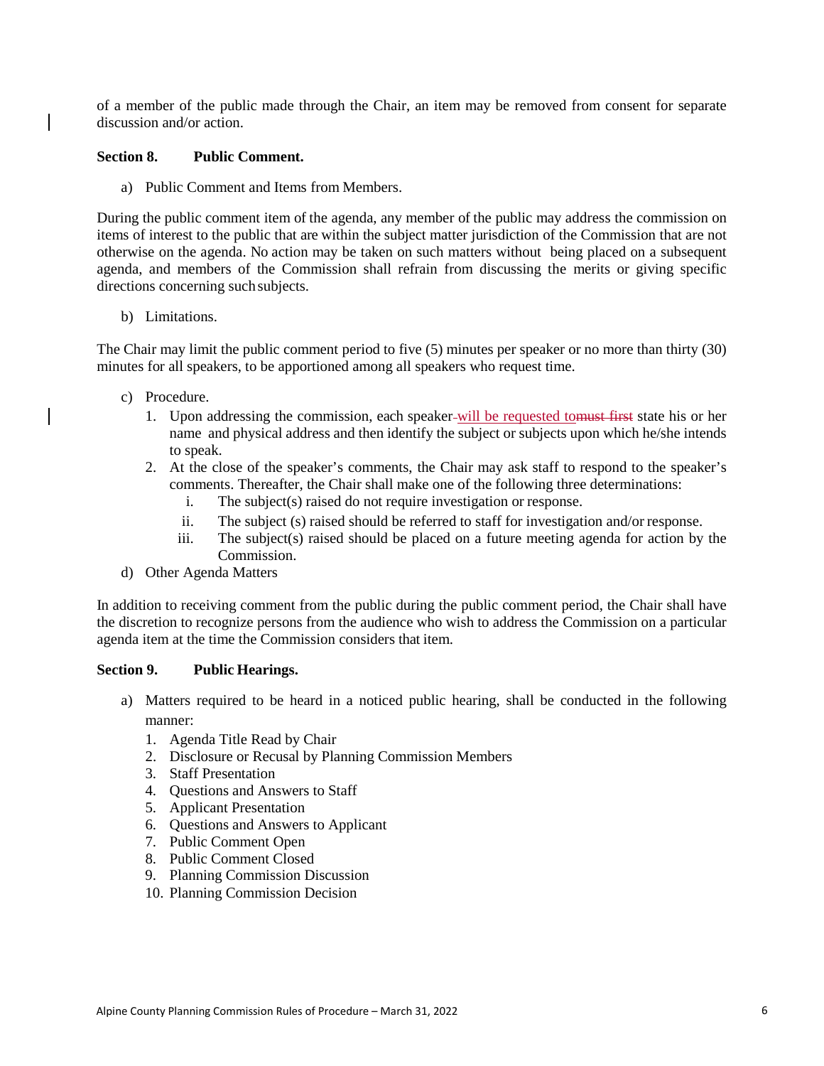of a member of the public made through the Chair, an item may be removed from consent for separate discussion and/or action.

**Section 8. Public Comment.**

a) Public Comment and Items from Members.

During the public comment item of the agenda, any member of the public may address the commission on items of interest to the public that are within the subject matter jurisdiction of the Commission that are not otherwise on the agenda. No action may be taken on such matters without being placed on a subsequent agenda, and members of the Commission shall refrain from discussing the merits or giving specific directions concerning such subjects.

b) Limitations.

The Chair may limit the public comment period to five (5) minutes per speaker or no more than thirty (30) minutes for all speakers, to be apportioned among all speakers who request time.

c) Procedure.
   1. Upon addressing the commission, each speaker will be requested to~~must first~~ state his or her name and physical address and then identify the subject or subjects upon which he/she intends to speak.
   2. At the close of the speaker's comments, the Chair may ask staff to respond to the speaker's comments. Thereafter, the Chair shall make one of the following three determinations:
      i. The subject(s) raised do not require investigation or response.
      ii. The subject (s) raised should be referred to staff for investigation and/or response.
      iii. The subject(s) raised should be placed on a future meeting agenda for action by the Commission.

d) Other Agenda Matters

In addition to receiving comment from the public during the public comment period, the Chair shall have the discretion to recognize persons from the audience who wish to address the Commission on a particular agenda item at the time the Commission considers that item.

**Section 9. Public Hearings.**

a) Matters required to be heard in a noticed public hearing, shall be conducted in the following manner:
   1. Agenda Title Read by Chair
   2. Disclosure or Recusal by Planning Commission Members
   3. Staff Presentation
   4. Questions and Answers to Staff
   5. Applicant Presentation
   6. Questions and Answers to Applicant
   7. Public Comment Open
   8. Public Comment Closed
   9. Planning Commission Discussion
   10. Planning Commission Decision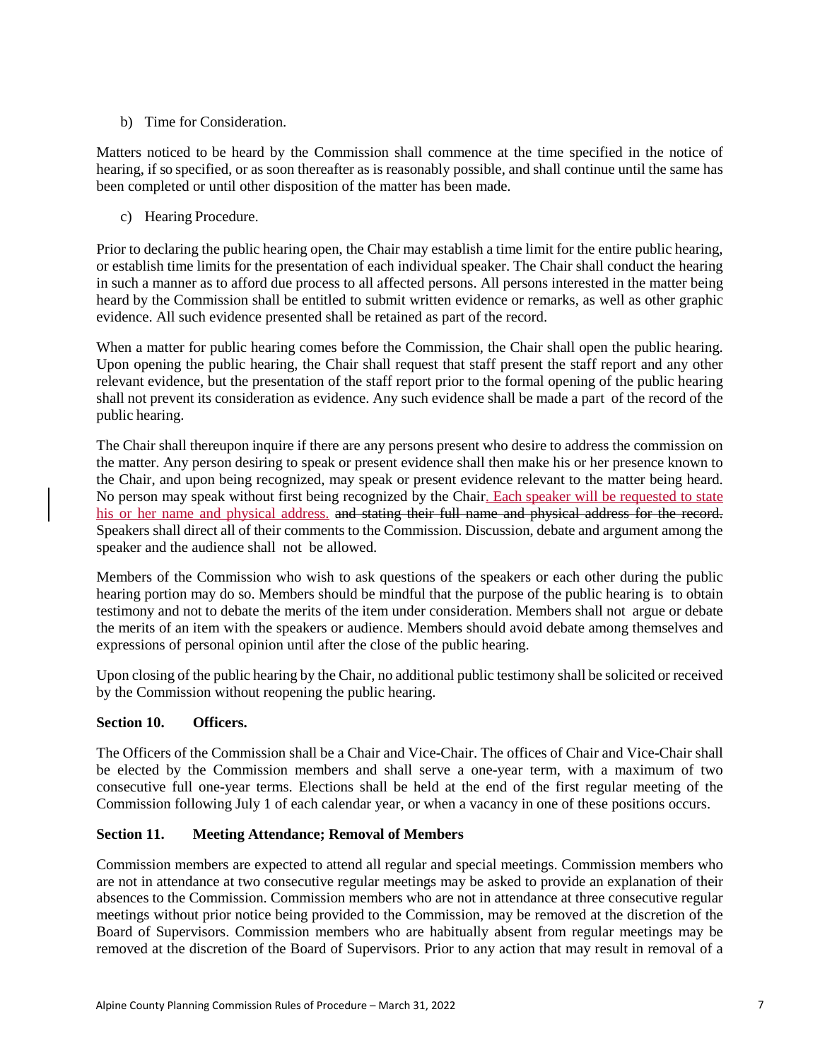b) Time for Consideration.

Matters noticed to be heard by the Commission shall commence at the time specified in the notice of hearing, if so specified, or as soon thereafter as is reasonably possible, and shall continue until the same has been completed or until other disposition of the matter has been made.

c) Hearing Procedure.

Prior to declaring the public hearing open, the Chair may establish a time limit for the entire public hearing, or establish time limits for the presentation of each individual speaker. The Chair shall conduct the hearing in such a manner as to afford due process to all affected persons. All persons interested in the matter being heard by the Commission shall be entitled to submit written evidence or remarks, as well as other graphic evidence. All such evidence presented shall be retained as part of the record.

When a matter for public hearing comes before the Commission, the Chair shall open the public hearing. Upon opening the public hearing, the Chair shall request that staff present the staff report and any other relevant evidence, but the presentation of the staff report prior to the formal opening of the public hearing shall not prevent its consideration as evidence. Any such evidence shall be made a part of the record of the public hearing.

The Chair shall thereupon inquire if there are any persons present who desire to address the commission on the matter. Any person desiring to speak or present evidence shall then make his or her presence known to the Chair, and upon being recognized, may speak or present evidence relevant to the matter being heard. No person may speak without first being recognized by the Chair. Each speaker will be requested to state his or her name and physical address. ~~and stating their full name and physical address for the record.~~ Speakers shall direct all of their comments to the Commission. Discussion, debate and argument among the speaker and the audience shall not be allowed.

Members of the Commission who wish to ask questions of the speakers or each other during the public hearing portion may do so. Members should be mindful that the purpose of the public hearing is to obtain testimony and not to debate the merits of the item under consideration. Members shall not argue or debate the merits of an item with the speakers or audience. Members should avoid debate among themselves and expressions of personal opinion until after the close of the public hearing.

Upon closing of the public hearing by the Chair, no additional public testimony shall be solicited or received by the Commission without reopening the public hearing.

### Section 10. Officers.

The Officers of the Commission shall be a Chair and Vice-Chair. The offices of Chair and Vice-Chair shall be elected by the Commission members and shall serve a one-year term, with a maximum of two consecutive full one-year terms. Elections shall be held at the end of the first regular meeting of the Commission following July 1 of each calendar year, or when a vacancy in one of these positions occurs.

### Section 11. Meeting Attendance; Removal of Members

Commission members are expected to attend all regular and special meetings. Commission members who are not in attendance at two consecutive regular meetings may be asked to provide an explanation of their absences to the Commission. Commission members who are not in attendance at three consecutive regular meetings without prior notice being provided to the Commission, may be removed at the discretion of the Board of Supervisors. Commission members who are habitually absent from regular meetings may be removed at the discretion of the Board of Supervisors. Prior to any action that may result in removal of a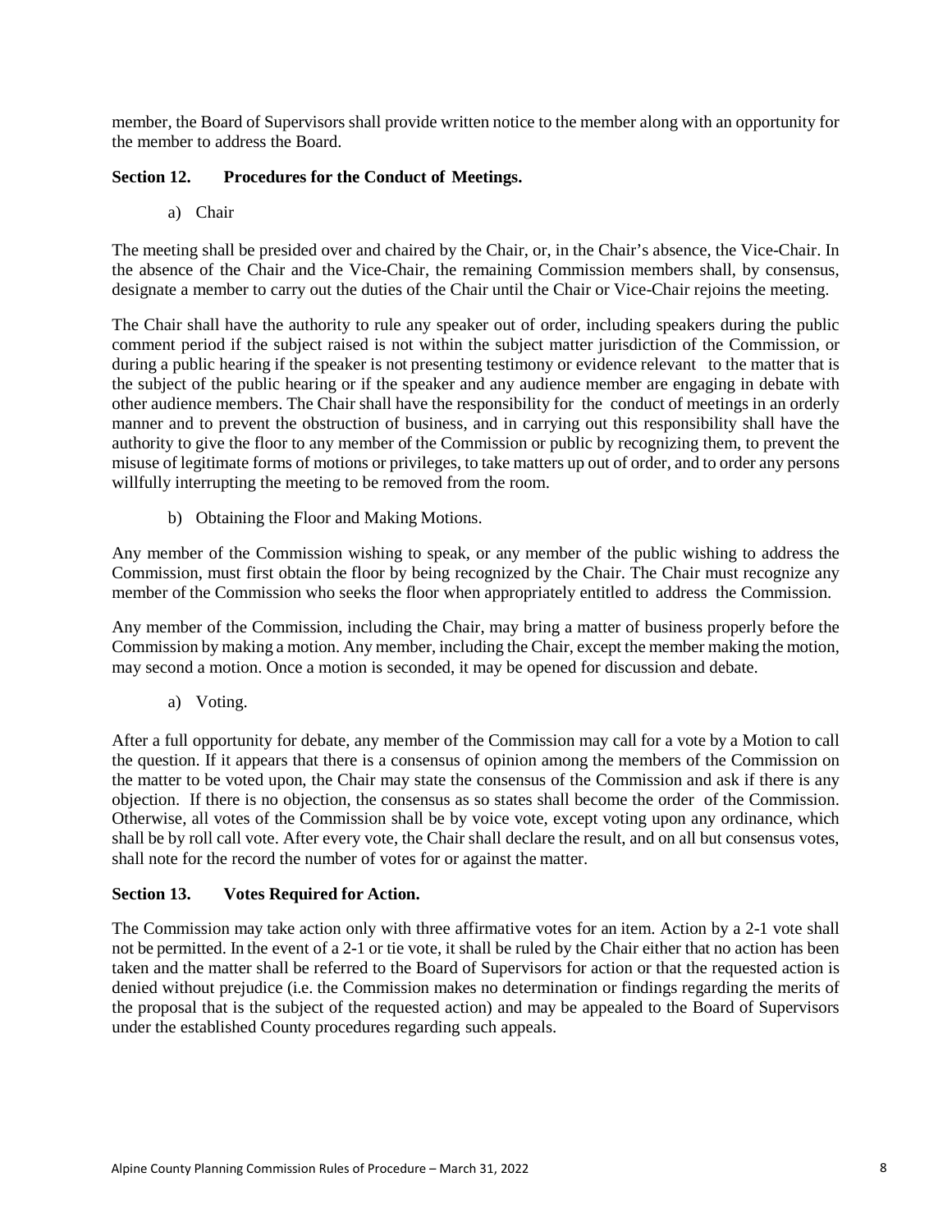member, the Board of Supervisors shall provide written notice to the member along with an opportunity for the member to address the Board.

**Section 12. Procedures for the Conduct of Meetings.**

a) Chair

The meeting shall be presided over and chaired by the Chair, or, in the Chair's absence, the Vice-Chair. In the absence of the Chair and the Vice-Chair, the remaining Commission members shall, by consensus, designate a member to carry out the duties of the Chair until the Chair or Vice-Chair rejoins the meeting.

The Chair shall have the authority to rule any speaker out of order, including speakers during the public comment period if the subject raised is not within the subject matter jurisdiction of the Commission, or during a public hearing if the speaker is not presenting testimony or evidence relevant to the matter that is the subject of the public hearing or if the speaker and any audience member are engaging in debate with other audience members. The Chair shall have the responsibility for the conduct of meetings in an orderly manner and to prevent the obstruction of business, and in carrying out this responsibility shall have the authority to give the floor to any member of the Commission or public by recognizing them, to prevent the misuse of legitimate forms of motions or privileges, to take matters up out of order, and to order any persons willfully interrupting the meeting to be removed from the room.

b) Obtaining the Floor and Making Motions.

Any member of the Commission wishing to speak, or any member of the public wishing to address the Commission, must first obtain the floor by being recognized by the Chair. The Chair must recognize any member of the Commission who seeks the floor when appropriately entitled to address the Commission.

Any member of the Commission, including the Chair, may bring a matter of business properly before the Commission by making a motion. Any member, including the Chair, except the member making the motion, may second a motion. Once a motion is seconded, it may be opened for discussion and debate.

a) Voting.

After a full opportunity for debate, any member of the Commission may call for a vote by a Motion to call the question. If it appears that there is a consensus of opinion among the members of the Commission on the matter to be voted upon, the Chair may state the consensus of the Commission and ask if there is any objection. If there is no objection, the consensus as so states shall become the order of the Commission. Otherwise, all votes of the Commission shall be by voice vote, except voting upon any ordinance, which shall be by roll call vote. After every vote, the Chair shall declare the result, and on all but consensus votes, shall note for the record the number of votes for or against the matter.

**Section 13. Votes Required for Action.**

The Commission may take action only with three affirmative votes for an item. Action by a 2-1 vote shall not be permitted. In the event of a 2-1 or tie vote, it shall be ruled by the Chair either that no action has been taken and the matter shall be referred to the Board of Supervisors for action or that the requested action is denied without prejudice (i.e. the Commission makes no determination or findings regarding the merits of the proposal that is the subject of the requested action) and may be appealed to the Board of Supervisors under the established County procedures regarding such appeals.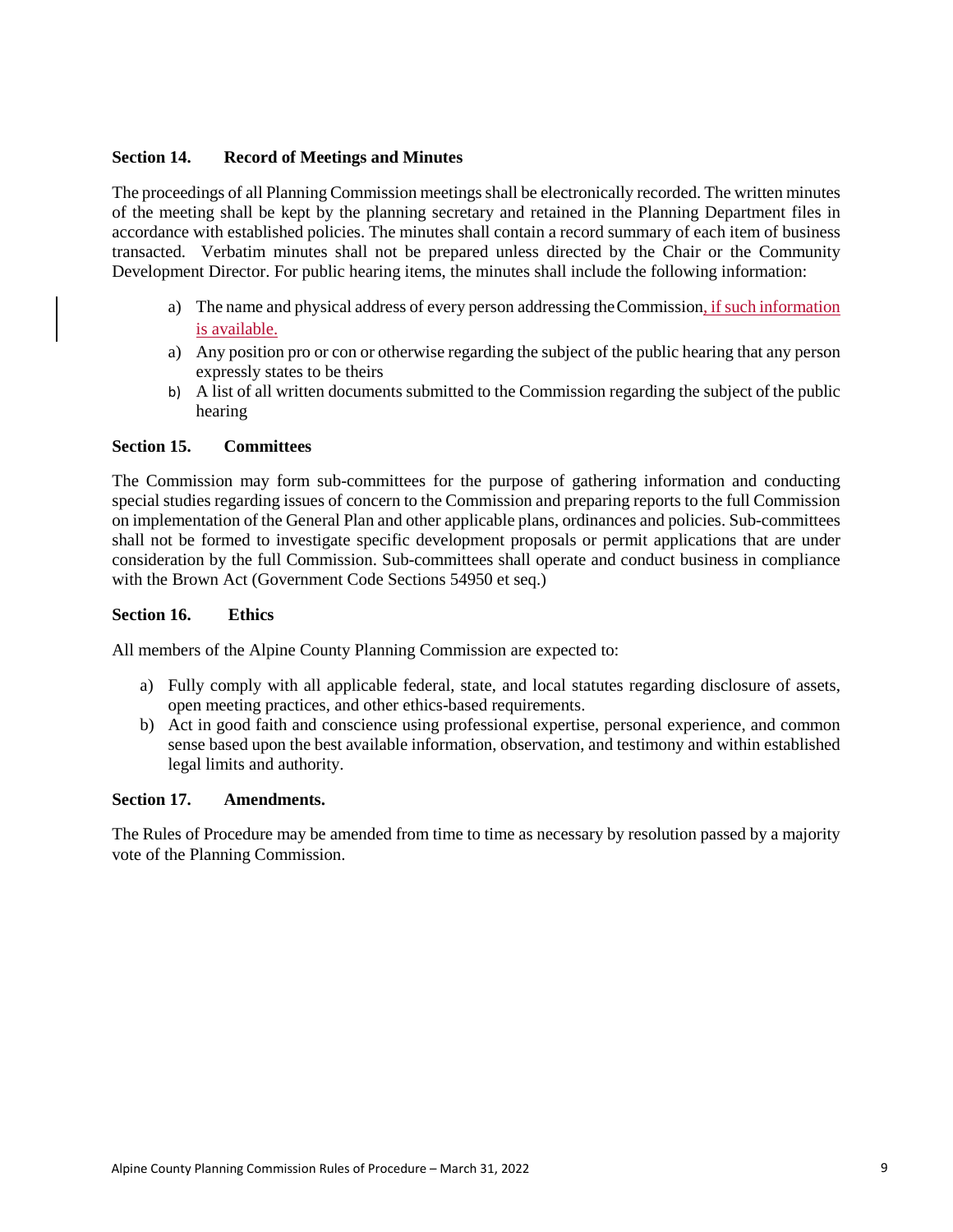### Section 14. Record of Meetings and Minutes

The proceedings of all Planning Commission meetings shall be electronically recorded. The written minutes of the meeting shall be kept by the planning secretary and retained in the Planning Department files in accordance with established policies. The minutes shall contain a record summary of each item of business transacted. Verbatim minutes shall not be prepared unless directed by the Chair or the Community Development Director. For public hearing items, the minutes shall include the following information:

a) The name and physical address of every person addressing the Commission, if such information is available.
a) Any position pro or con or otherwise regarding the subject of the public hearing that any person expressly states to be theirs
b) A list of all written documents submitted to the Commission regarding the subject of the public hearing

### Section 15. Committees

The Commission may form sub-committees for the purpose of gathering information and conducting special studies regarding issues of concern to the Commission and preparing reports to the full Commission on implementation of the General Plan and other applicable plans, ordinances and policies. Sub-committees shall not be formed to investigate specific development proposals or permit applications that are under consideration by the full Commission. Sub-committees shall operate and conduct business in compliance with the Brown Act (Government Code Sections 54950 et seq.)

### Section 16. Ethics

All members of the Alpine County Planning Commission are expected to:

a) Fully comply with all applicable federal, state, and local statutes regarding disclosure of assets, open meeting practices, and other ethics-based requirements.
b) Act in good faith and conscience using professional expertise, personal experience, and common sense based upon the best available information, observation, and testimony and within established legal limits and authority.

### Section 17. Amendments.

The Rules of Procedure may be amended from time to time as necessary by resolution passed by a majority vote of the Planning Commission.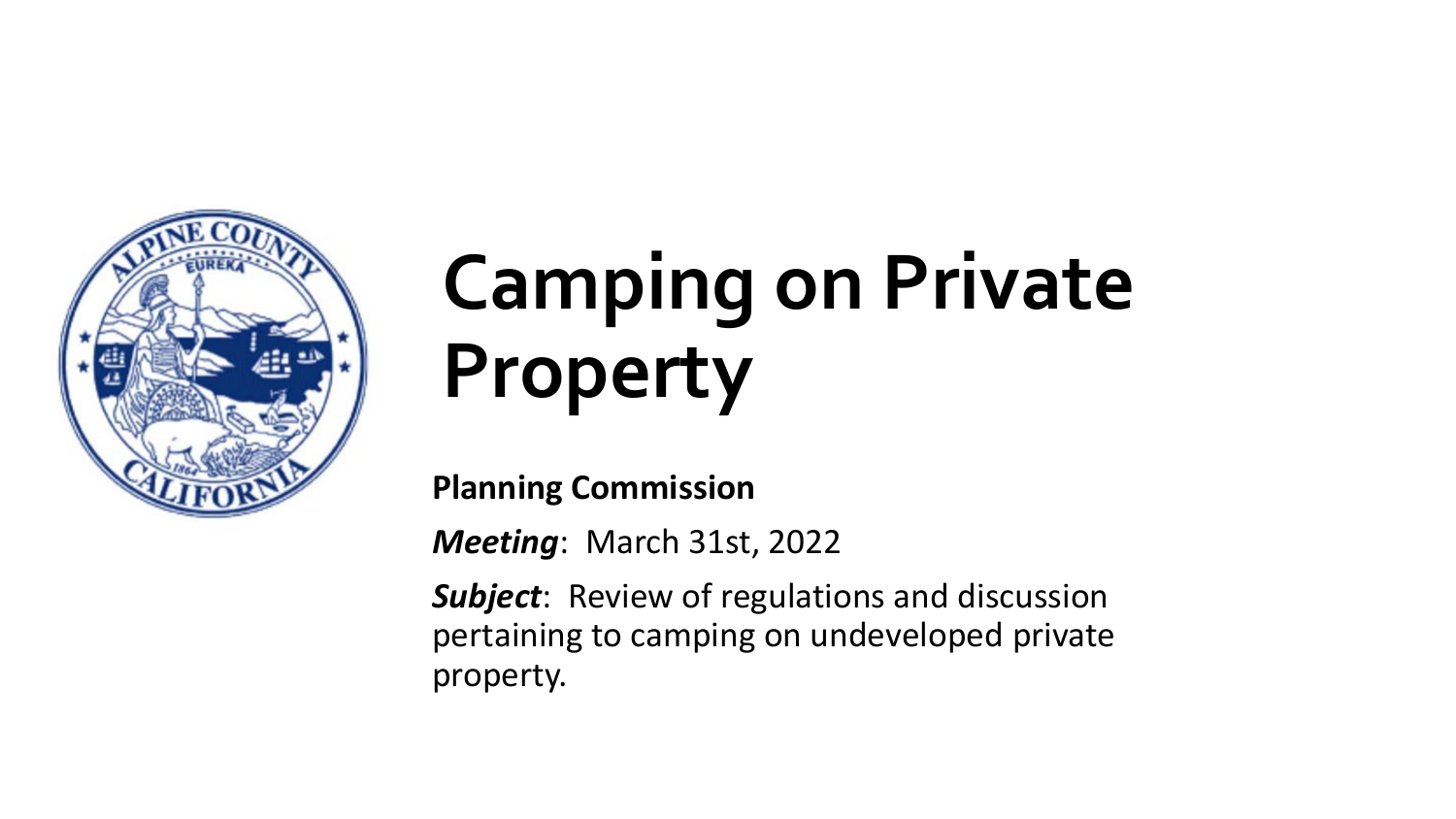# Camping on Private Property

**Planning Commission**

***Meeting***: March 31st, 2022

***Subject***: Review of regulations and discussion pertaining to camping on undeveloped private property.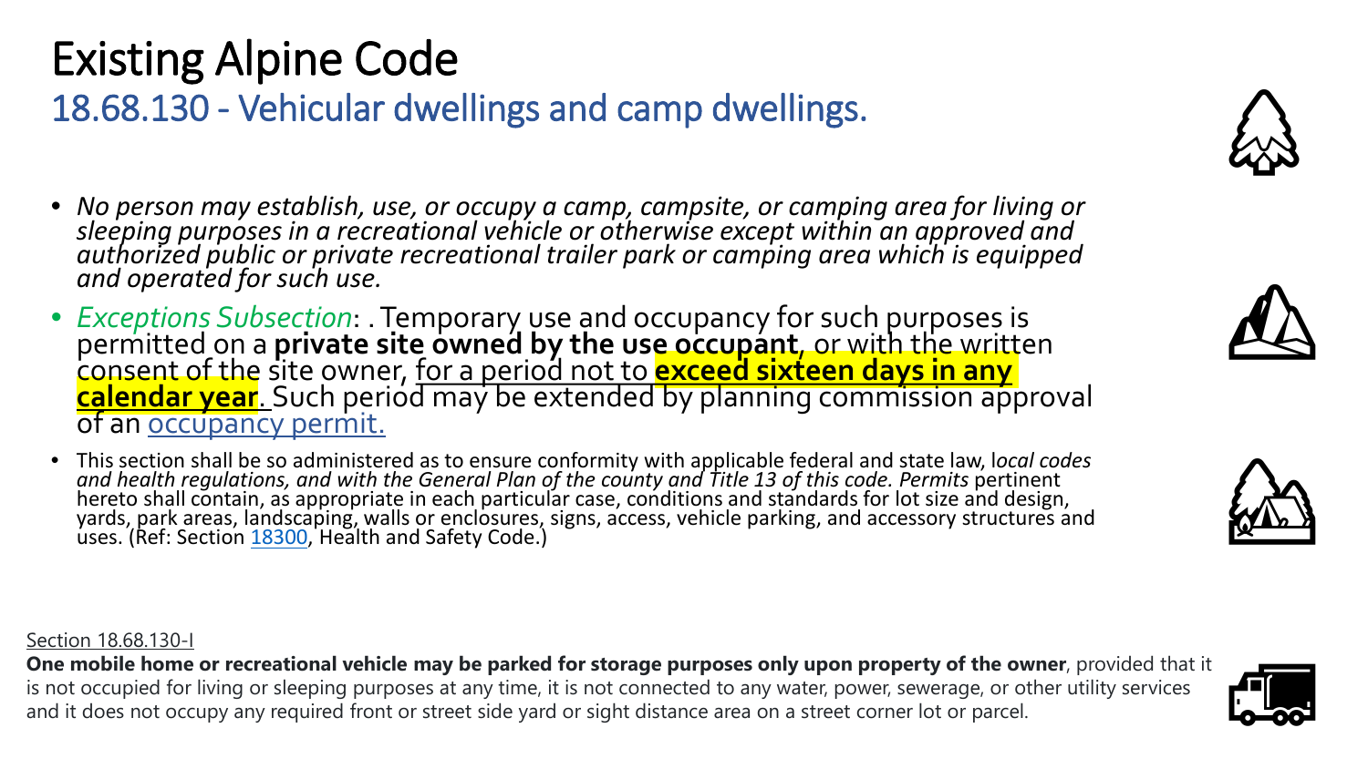# Existing Alpine Code

## 18.68.130 - Vehicular dwellings and camp dwellings.

- *No person may establish, use, or occupy a camp, campsite, or camping area for living or sleeping purposes in a recreational vehicle or otherwise except within an approved and authorized public or private recreational trailer park or camping area which is equipped and operated for such use.*
- *Exceptions Subsection*: . Temporary use and occupancy for such purposes is permitted on a **private site owned by the use occupant**, or with the written consent of the site owner, for a period not to **exceed sixteen days in any calendar year**. Such period may be extended by planning commission approval of an occupancy permit.
- This section shall be so administered as to ensure conformity with applicable federal and state law, l*ocal codes and health regulations, and with the General Plan of the county and Title 13 of this code. Permits* pertinent hereto shall contain, as appropriate in each particular case, conditions and standards for lot size and design, yards, park areas, landscaping, walls or enclosures, signs, access, vehicle parking, and accessory structures and uses. (Ref: Section 18300, Health and Safety Code.)

Section 18.68.130-I

**One mobile home or recreational vehicle may be parked for storage purposes only upon property of the owner**, provided that it is not occupied for living or sleeping purposes at any time, it is not connected to any water, power, sewerage, or other utility services and it does not occupy any required front or street side yard or sight distance area on a street corner lot or parcel.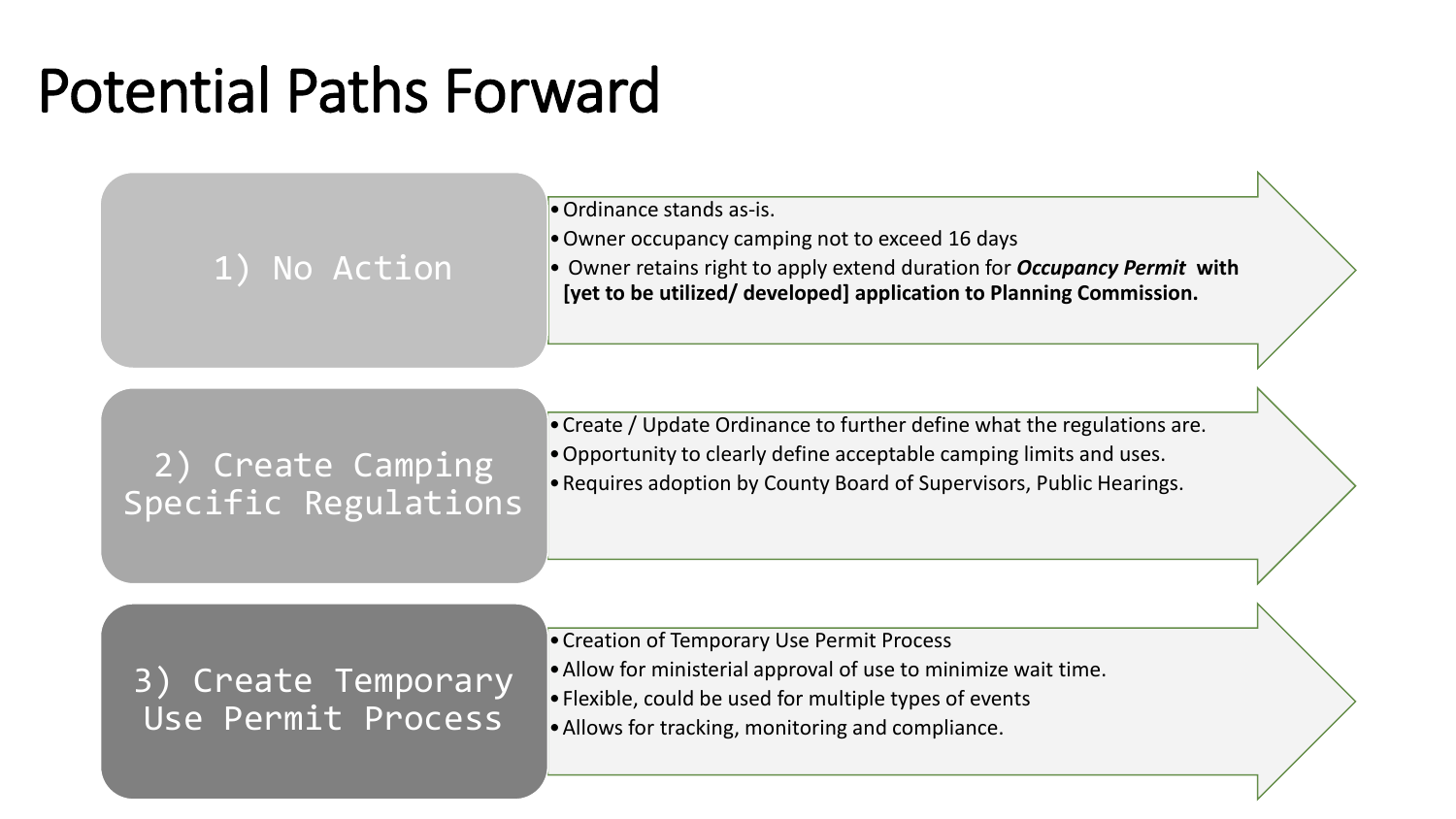# Potential Paths Forward

## 1) No Action

- Ordinance stands as-is.
- Owner occupancy camping not to exceed 16 days
- Owner retains right to apply extend duration for ***Occupancy Permit*** **with [yet to be utilized/ developed] application to Planning Commission.**

## 2) Create Camping Specific Regulations

- Create / Update Ordinance to further define what the regulations are.
- Opportunity to clearly define acceptable camping limits and uses.
- Requires adoption by County Board of Supervisors, Public Hearings.

## 3) Create Temporary Use Permit Process

- Creation of Temporary Use Permit Process
- Allow for ministerial approval of use to minimize wait time.
- Flexible, could be used for multiple types of events
- Allows for tracking, monitoring and compliance.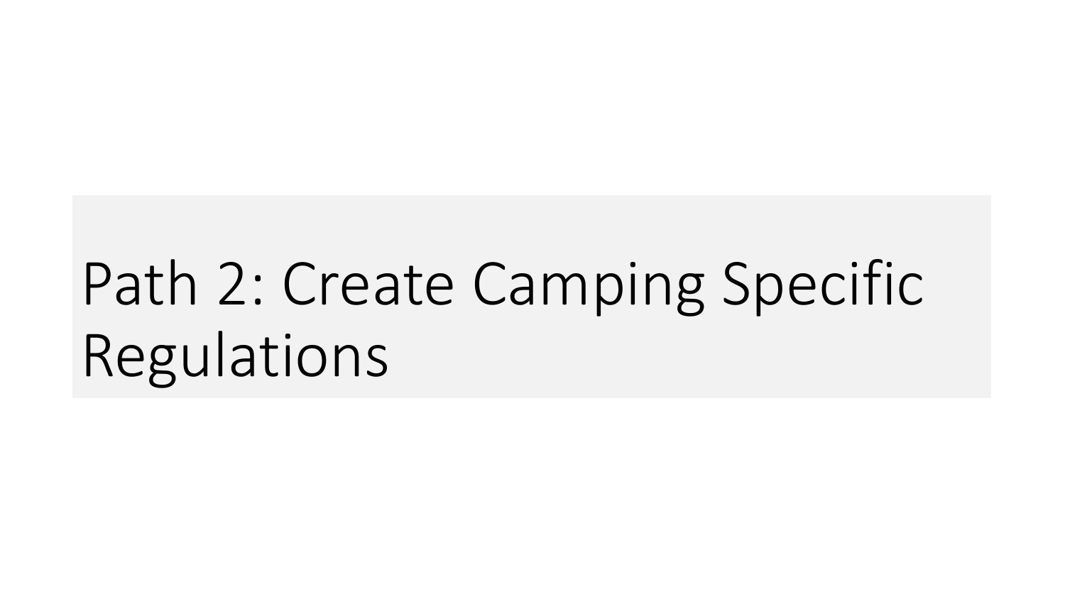# Path 2: Create Camping Specific Regulations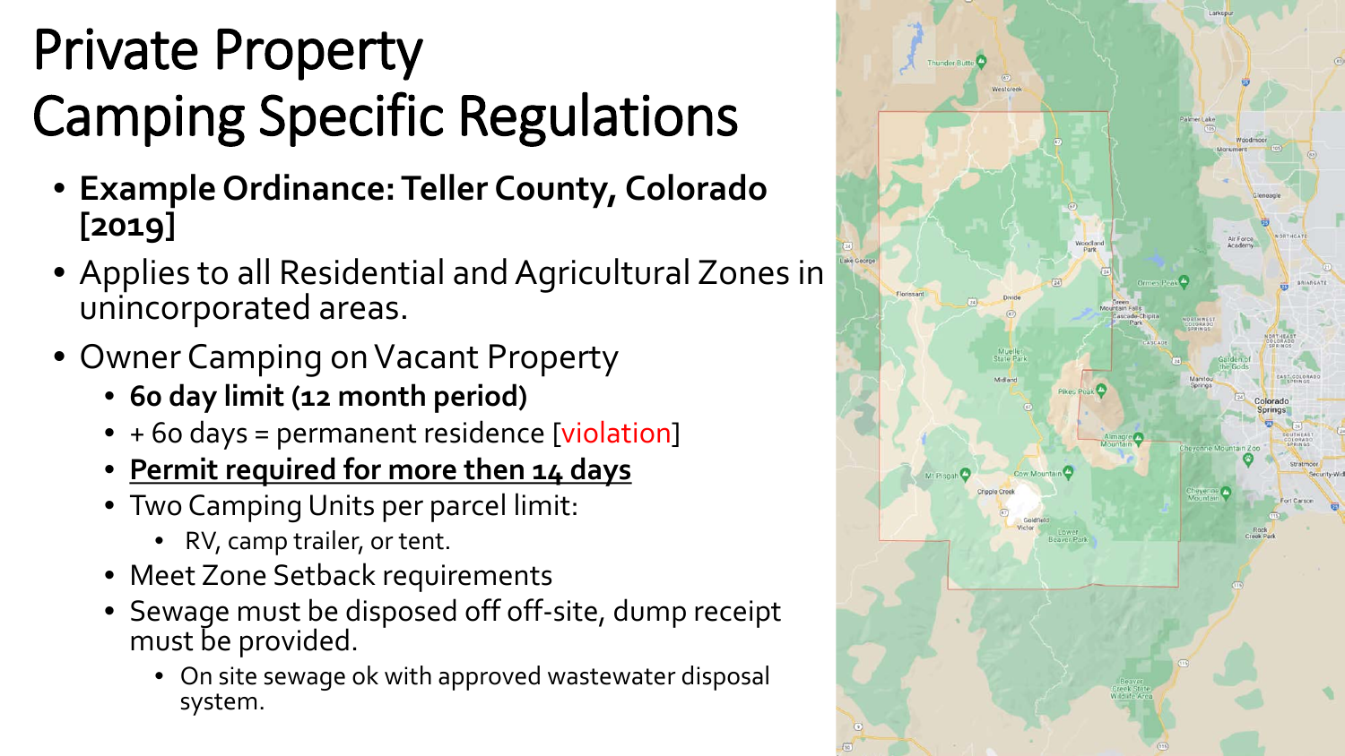# Private Property Camping Specific Regulations

- **Example Ordinance: Teller County, Colorado [2019]**
- Applies to all Residential and Agricultural Zones in unincorporated areas.
- Owner Camping on Vacant Property
  - **60 day limit (12 month period)**
  - + 60 days = permanent residence [violation]
  - **Permit required for more then 14 days**
  - Two Camping Units per parcel limit:
    - RV, camp trailer, or tent.
  - Meet Zone Setback requirements
  - Sewage must be disposed off off-site, dump receipt must be provided.
    - On site sewage ok with approved wastewater disposal system.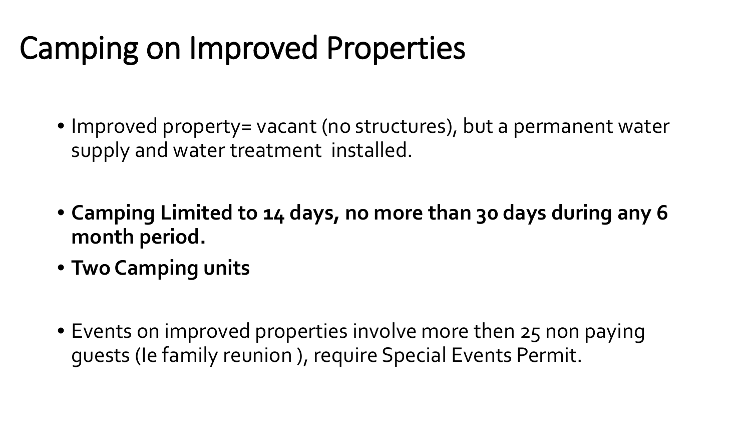# Camping on Improved Properties

- Improved property= vacant (no structures), but a permanent water supply and water treatment installed.

- **Camping Limited to 14 days, no more than 30 days during any 6 month period.**
- **Two Camping units**

- Events on improved properties involve more then 25 non paying guests (Ie family reunion ), require Special Events Permit.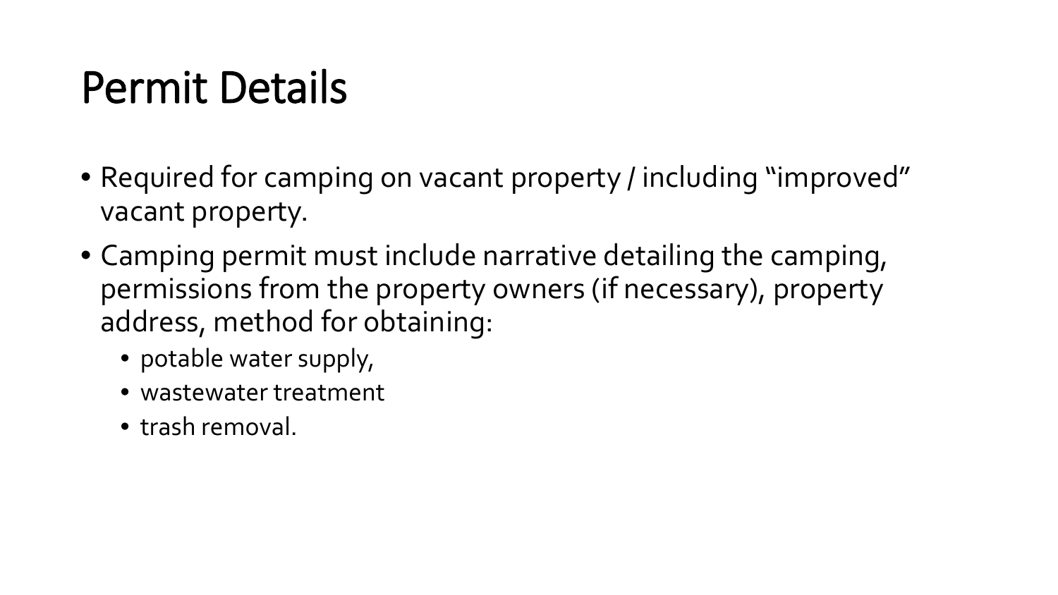# Permit Details

- Required for camping on vacant property / including "improved" vacant property.
- Camping permit must include narrative detailing the camping, permissions from the property owners (if necessary), property address, method for obtaining:
  - potable water supply,
  - wastewater treatment
  - trash removal.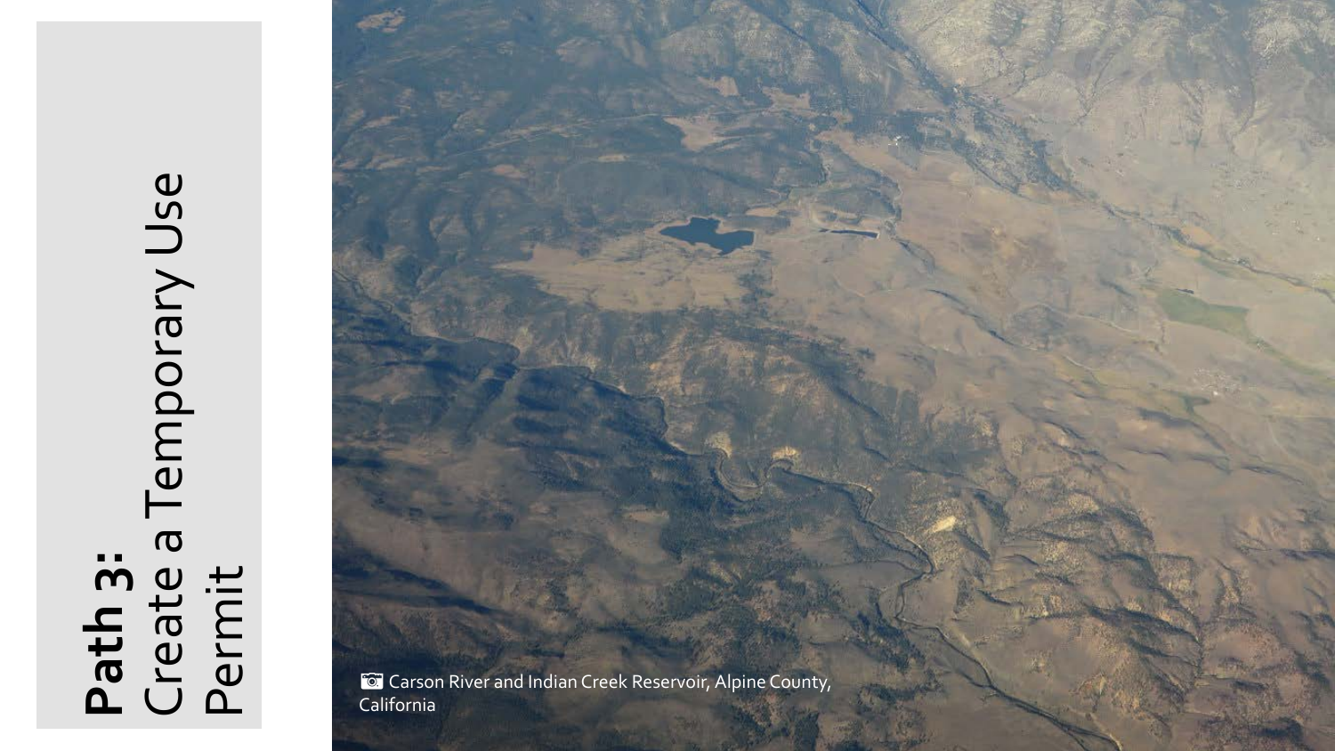# **Path 3:** Create a Temporary Use Permit

📷 Carson River and Indian Creek Reservoir, Alpine County, California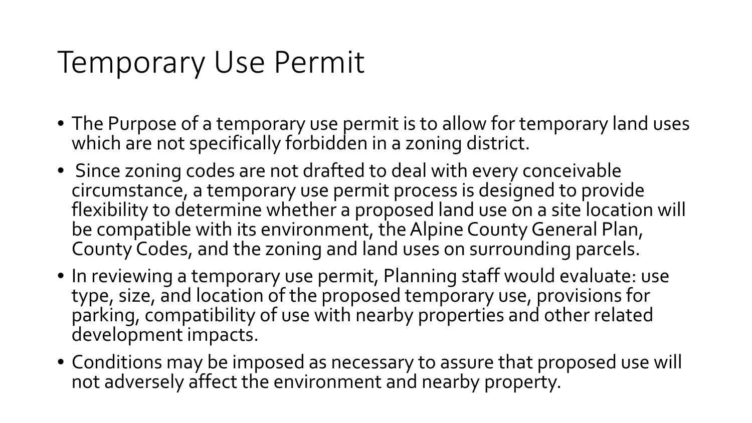# Temporary Use Permit

- The Purpose of a temporary use permit is to allow for temporary land uses which are not specifically forbidden in a zoning district.
- Since zoning codes are not drafted to deal with every conceivable circumstance, a temporary use permit process is designed to provide flexibility to determine whether a proposed land use on a site location will be compatible with its environment, the Alpine County General Plan, County Codes, and the zoning and land uses on surrounding parcels.
- In reviewing a temporary use permit, Planning staff would evaluate: use type, size, and location of the proposed temporary use, provisions for parking, compatibility of use with nearby properties and other related development impacts.
- Conditions may be imposed as necessary to assure that proposed use will not adversely affect the environment and nearby property.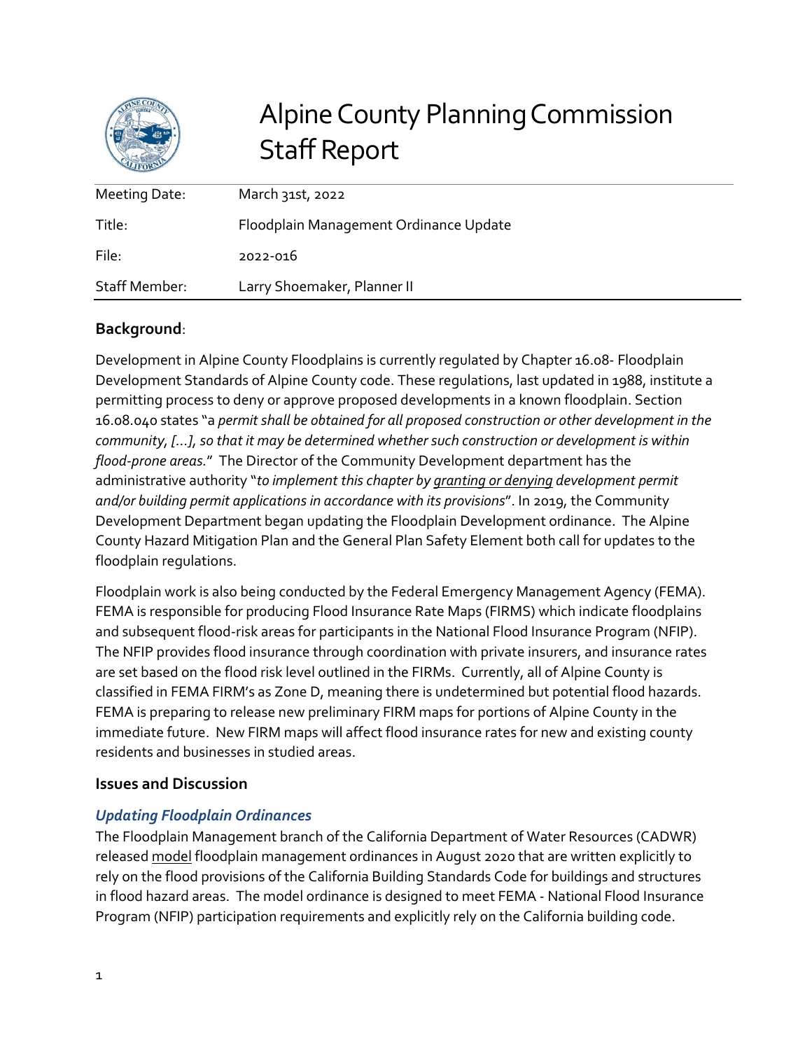# Alpine County Planning Commission Staff Report

| Meeting Date: | March 31st, 2022 |
| --- | --- |
| Title: | Floodplain Management Ordinance Update |
| File: | 2022-016 |
| Staff Member: | Larry Shoemaker, Planner II |

## Background:

Development in Alpine County Floodplains is currently regulated by Chapter 16.08- Floodplain Development Standards of Alpine County code. These regulations, last updated in 1988, institute a permitting process to deny or approve proposed developments in a known floodplain. Section 16.08.040 states "a *permit shall be obtained for all proposed construction or other development in the community, […], so that it may be determined whether such construction or development is within flood-prone areas.*" The Director of the Community Development department has the administrative authority "*to implement this chapter by granting or denying development permit and/or building permit applications in accordance with its provisions*". In 2019, the Community Development Department began updating the Floodplain Development ordinance. The Alpine County Hazard Mitigation Plan and the General Plan Safety Element both call for updates to the floodplain regulations.

Floodplain work is also being conducted by the Federal Emergency Management Agency (FEMA). FEMA is responsible for producing Flood Insurance Rate Maps (FIRMS) which indicate floodplains and subsequent flood-risk areas for participants in the National Flood Insurance Program (NFIP). The NFIP provides flood insurance through coordination with private insurers, and insurance rates are set based on the flood risk level outlined in the FIRMs. Currently, all of Alpine County is classified in FEMA FIRM's as Zone D, meaning there is undetermined but potential flood hazards. FEMA is preparing to release new preliminary FIRM maps for portions of Alpine County in the immediate future. New FIRM maps will affect flood insurance rates for new and existing county residents and businesses in studied areas.

## Issues and Discussion

### *Updating Floodplain Ordinances*

The Floodplain Management branch of the California Department of Water Resources (CADWR) released model floodplain management ordinances in August 2020 that are written explicitly to rely on the flood provisions of the California Building Standards Code for buildings and structures in flood hazard areas. The model ordinance is designed to meet FEMA - National Flood Insurance Program (NFIP) participation requirements and explicitly rely on the California building code.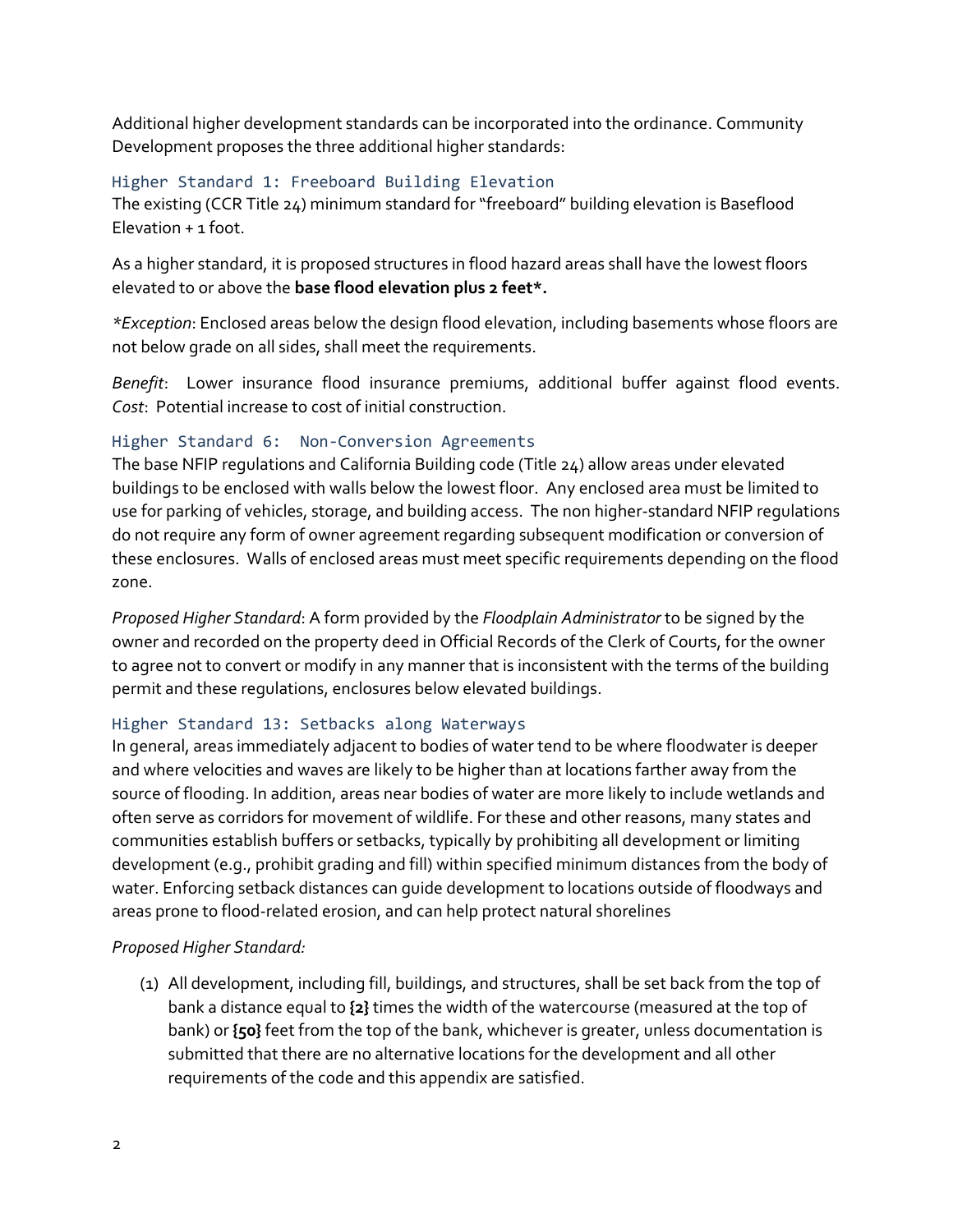Additional higher development standards can be incorporated into the ordinance. Community Development proposes the three additional higher standards:

### Higher Standard 1: Freeboard Building Elevation

The existing (CCR Title 24) minimum standard for "freeboard" building elevation is Baseflood Elevation + 1 foot.

As a higher standard, it is proposed structures in flood hazard areas shall have the lowest floors elevated to or above the **base flood elevation plus 2 feet*.**

*\*Exception*: Enclosed areas below the design flood elevation, including basements whose floors are not below grade on all sides, shall meet the requirements.

*Benefit*: Lower insurance flood insurance premiums, additional buffer against flood events. *Cost*: Potential increase to cost of initial construction.

### Higher Standard 6: Non-Conversion Agreements

The base NFIP regulations and California Building code (Title 24) allow areas under elevated buildings to be enclosed with walls below the lowest floor. Any enclosed area must be limited to use for parking of vehicles, storage, and building access. The non higher-standard NFIP regulations do not require any form of owner agreement regarding subsequent modification or conversion of these enclosures. Walls of enclosed areas must meet specific requirements depending on the flood zone.

*Proposed Higher Standard*: A form provided by the *Floodplain Administrator* to be signed by the owner and recorded on the property deed in Official Records of the Clerk of Courts, for the owner to agree not to convert or modify in any manner that is inconsistent with the terms of the building permit and these regulations, enclosures below elevated buildings.

### Higher Standard 13: Setbacks along Waterways

In general, areas immediately adjacent to bodies of water tend to be where floodwater is deeper and where velocities and waves are likely to be higher than at locations farther away from the source of flooding. In addition, areas near bodies of water are more likely to include wetlands and often serve as corridors for movement of wildlife. For these and other reasons, many states and communities establish buffers or setbacks, typically by prohibiting all development or limiting development (e.g., prohibit grading and fill) within specified minimum distances from the body of water. Enforcing setback distances can guide development to locations outside of floodways and areas prone to flood-related erosion, and can help protect natural shorelines

*Proposed Higher Standard:*

(1) All development, including fill, buildings, and structures, shall be set back from the top of bank a distance equal to **{2}** times the width of the watercourse (measured at the top of bank) or **{50}** feet from the top of the bank, whichever is greater, unless documentation is submitted that there are no alternative locations for the development and all other requirements of the code and this appendix are satisfied.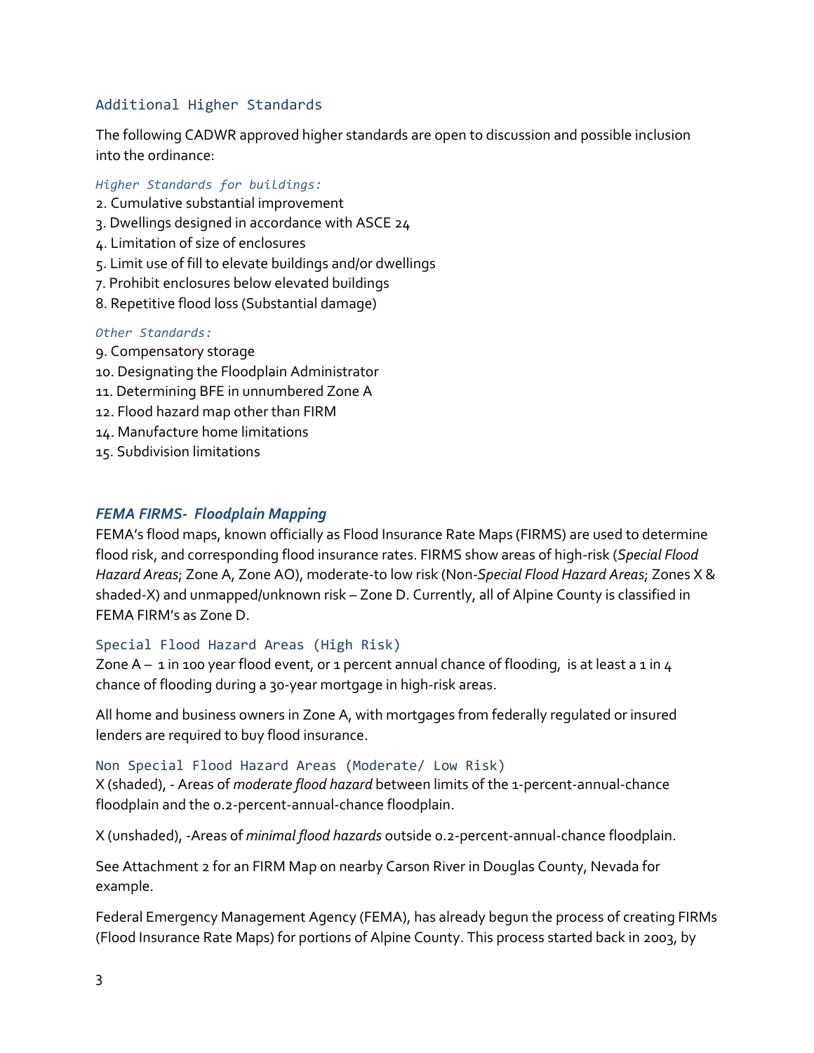### Additional Higher Standards

The following CADWR approved higher standards are open to discussion and possible inclusion into the ordinance:

*Higher Standards for buildings:*

2. Cumulative substantial improvement
3. Dwellings designed in accordance with ASCE 24
4. Limitation of size of enclosures
5. Limit use of fill to elevate buildings and/or dwellings
7. Prohibit enclosures below elevated buildings
8. Repetitive flood loss (Substantial damage)

*Other Standards:*

9. Compensatory storage
10. Designating the Floodplain Administrator
11. Determining BFE in unnumbered Zone A
12. Flood hazard map other than FIRM
14. Manufacture home limitations
15. Subdivision limitations

## *FEMA FIRMS- Floodplain Mapping*

FEMA's flood maps, known officially as Flood Insurance Rate Maps (FIRMS) are used to determine flood risk, and corresponding flood insurance rates. FIRMS show areas of high-risk (*Special Flood Hazard Areas*; Zone A, Zone AO), moderate-to low risk (Non-*Special Flood Hazard Areas*; Zones X & shaded-X) and unmapped/unknown risk – Zone D. Currently, all of Alpine County is classified in FEMA FIRM's as Zone D.

### Special Flood Hazard Areas (High Risk)

Zone A – 1 in 100 year flood event, or 1 percent annual chance of flooding, is at least a 1 in 4 chance of flooding during a 30-year mortgage in high-risk areas.

All home and business owners in Zone A, with mortgages from federally regulated or insured lenders are required to buy flood insurance.

### Non Special Flood Hazard Areas (Moderate/ Low Risk)

X (shaded), - Areas of *moderate flood hazard* between limits of the 1-percent-annual-chance floodplain and the 0.2-percent-annual-chance floodplain.

X (unshaded), -Areas of *minimal flood hazards* outside 0.2-percent-annual-chance floodplain.

See Attachment 2 for an FIRM Map on nearby Carson River in Douglas County, Nevada for example.

Federal Emergency Management Agency (FEMA), has already begun the process of creating FIRMs (Flood Insurance Rate Maps) for portions of Alpine County. This process started back in 2003, by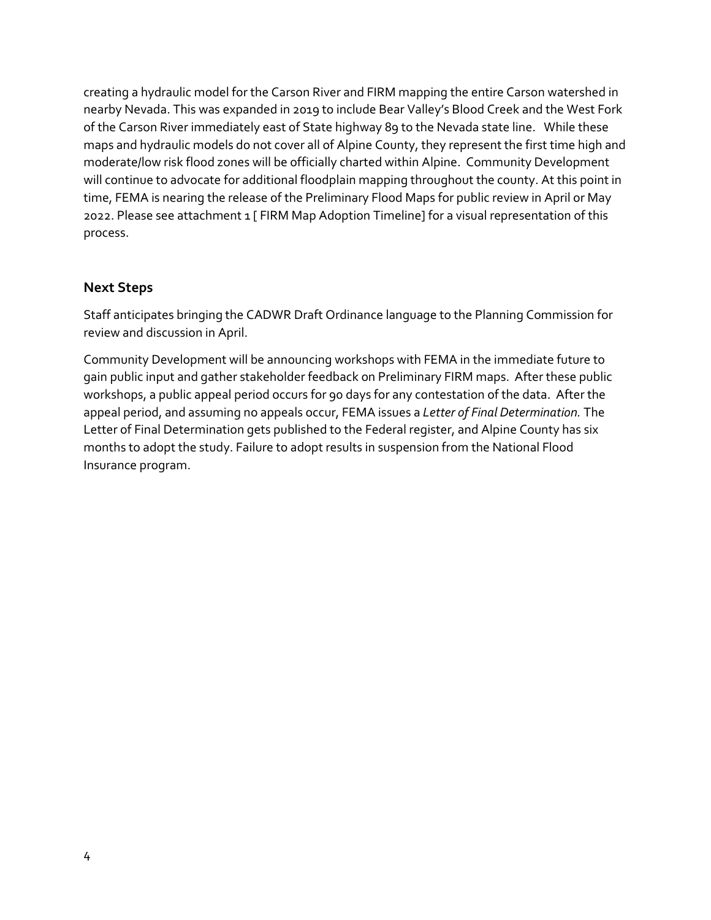creating a hydraulic model for the Carson River and FIRM mapping the entire Carson watershed in nearby Nevada. This was expanded in 2019 to include Bear Valley's Blood Creek and the West Fork of the Carson River immediately east of State highway 89 to the Nevada state line. While these maps and hydraulic models do not cover all of Alpine County, they represent the first time high and moderate/low risk flood zones will be officially charted within Alpine. Community Development will continue to advocate for additional floodplain mapping throughout the county. At this point in time, FEMA is nearing the release of the Preliminary Flood Maps for public review in April or May 2022. Please see attachment 1 [ FIRM Map Adoption Timeline] for a visual representation of this process.

## Next Steps

Staff anticipates bringing the CADWR Draft Ordinance language to the Planning Commission for review and discussion in April.

Community Development will be announcing workshops with FEMA in the immediate future to gain public input and gather stakeholder feedback on Preliminary FIRM maps. After these public workshops, a public appeal period occurs for 90 days for any contestation of the data. After the appeal period, and assuming no appeals occur, FEMA issues a *Letter of Final Determination.* The Letter of Final Determination gets published to the Federal register, and Alpine County has six months to adopt the study. Failure to adopt results in suspension from the National Flood Insurance program.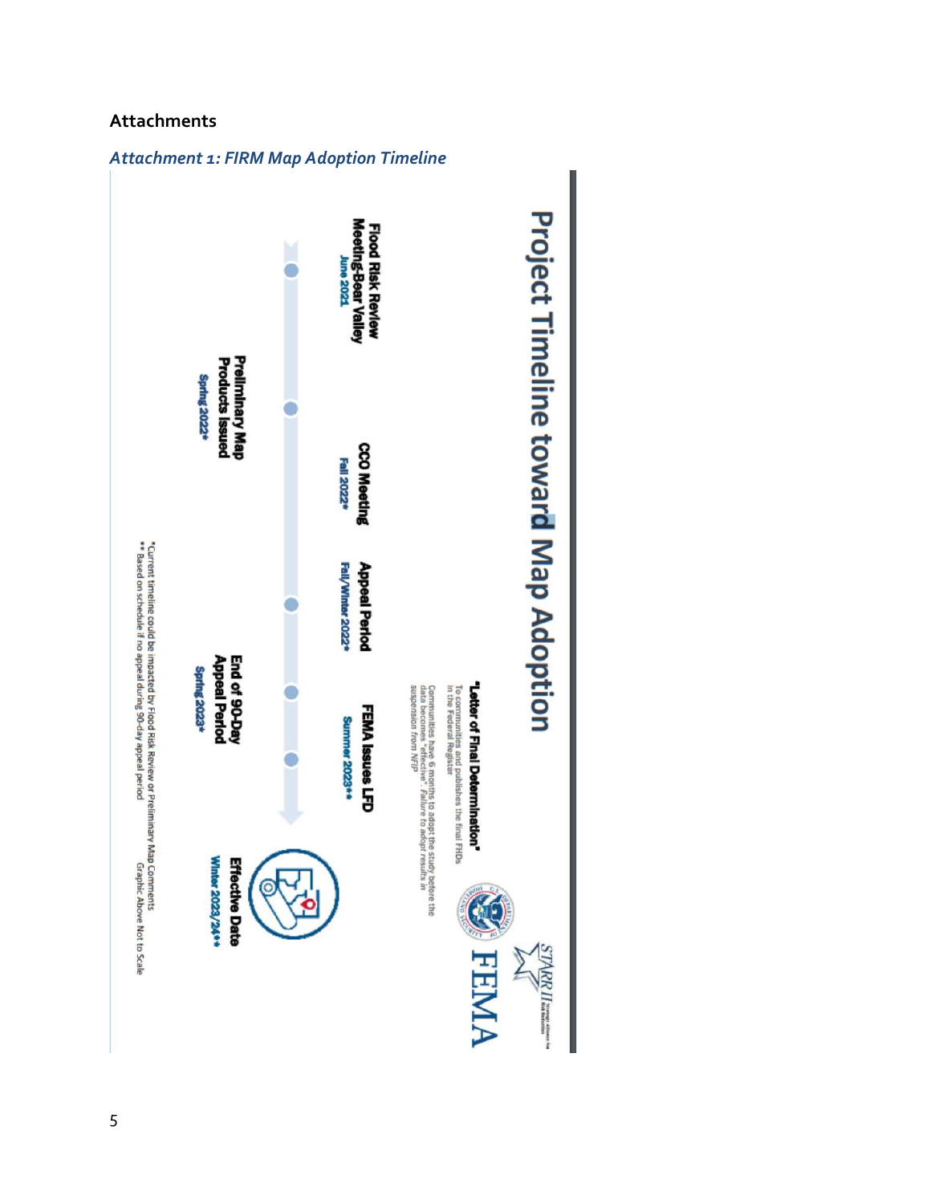## Attachments

### *Attachment 1: FIRM Map Adoption Timeline*

# Project Timeline toward Map Adoption

FEMA

STARR II

**Flood Risk Review Meeting-Bear Valley**
June 2021

**Preliminary Map Products Issued**
Spring 2022*

**CCO Meeting**
Fall 2022*

**Appeal Period**
Fall/Winter 2022*

**End of 90-Day Appeal Period**
Spring 2023*

**FEMA Issues LFD**
Summer 2023**

**"Letter of Final Determination"**
To communities and publishes the final FHDs in the Federal Register

Communities have 6 months to adopt the study before the data becomes "effective". *Failure to adopt results in suspension from NFIP*

**Effective Date**
Winter 2023/24**

*Current timeline could be impacted by Flood Risk Review or Preliminary Map Comments
** Based on schedule if no appeal during 90-day appeal period

Graphic Above Not to Scale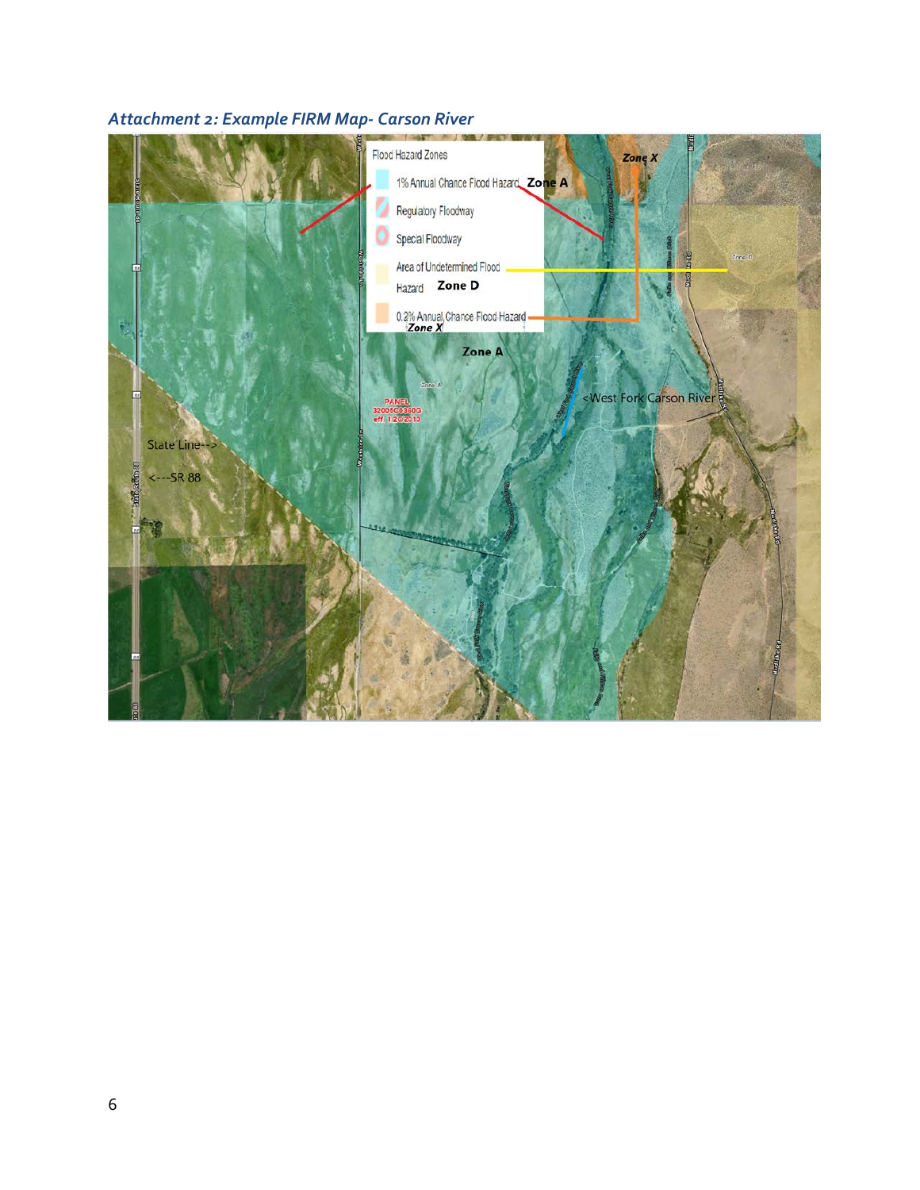### *Attachment 2: Example FIRM Map- Carson River*

Flood Hazard Zones

1% Annual Chance Flood Hazard Zone A

Regulatory Floodway

Special Floodway

Area of Undetermined Flood Hazard Zone D

0.2% Annual Chance Flood Hazard Zone X

Zone X

Zone D

Zone A

Zone A

PANEL 32005C0360G eff. 1/20/2010

<West Fork Carson River

State Line-->

<---SR 88